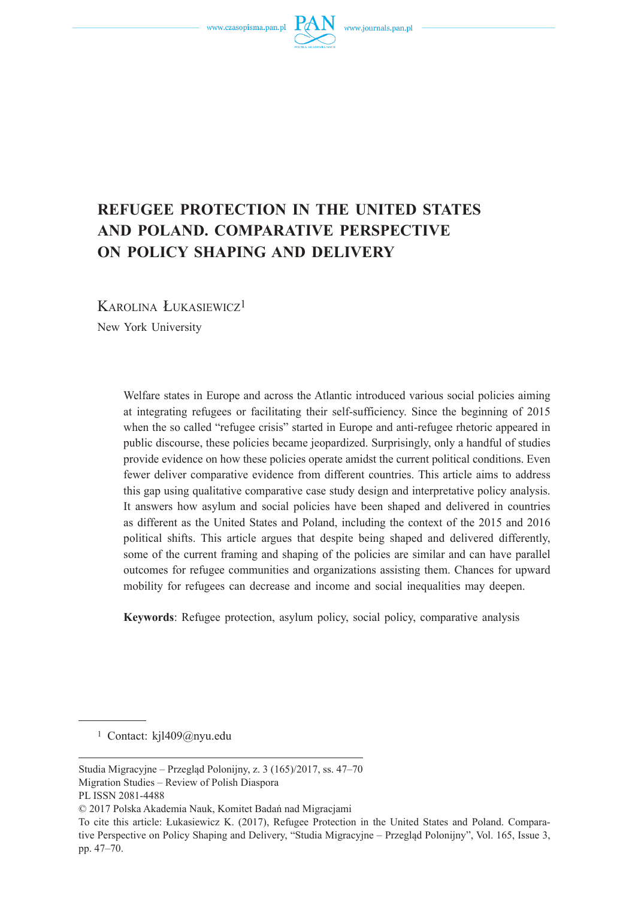# REFUGEE PROTECTION IN THE UNITED STATES AND POLAND. COMPARATIVE PERSPECTIVE ON POLICY SHAPING AND DELIVERY

Karolina Łukasiewicz[1]

New York University

Welfare states in Europe and across the Atlantic introduced various social policies aiming at integrating refugees or facilitating their self-sufficiency. Since the beginning of 2015 when the so called "refugee crisis" started in Europe and anti-refugee rhetoric appeared in public discourse, these policies became jeopardized. Surprisingly, only a handful of studies provide evidence on how these policies operate amidst the current political conditions. Even fewer deliver comparative evidence from different countries. This article aims to address this gap using qualitative comparative case study design and interpretative policy analysis. It answers how asylum and social policies have been shaped and delivered in countries as different as the United States and Poland, including the context of the 2015 and 2016 political shifts. This article argues that despite being shaped and delivered differently, some of the current framing and shaping of the policies are similar and can have parallel outcomes for refugee communities and organizations assisting them. Chances for upward mobility for refugees can decrease and income and social inequalities may deepen.

**Keywords**: Refugee protection, asylum policy, social policy, comparative analysis

[1] Contact: kjl409@nyu.edu

Studia Migracyjne – Przegląd Polonijny, z. 3 (165)/2017, ss. 47–70
Migration Studies – Review of Polish Diaspora
PL ISSN 2081-4488
© 2017 Polska Akademia Nauk, Komitet Badań nad Migracjami
To cite this article: Łukasiewicz K. (2017), Refugee Protection in the United States and Poland. Comparative Perspective on Policy Shaping and Delivery, "Studia Migracyjne – Przegląd Polonijny", Vol. 165, Issue 3, pp. 47–70.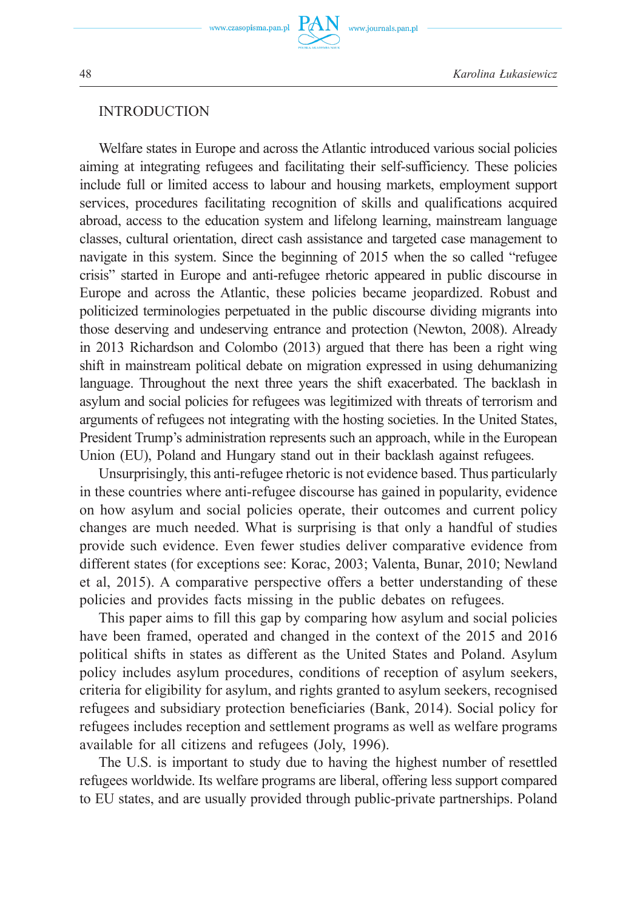## INTRODUCTION

Welfare states in Europe and across the Atlantic introduced various social policies aiming at integrating refugees and facilitating their self-sufficiency. These policies include full or limited access to labour and housing markets, employment support services, procedures facilitating recognition of skills and qualifications acquired abroad, access to the education system and lifelong learning, mainstream language classes, cultural orientation, direct cash assistance and targeted case management to navigate in this system. Since the beginning of 2015 when the so called "refugee crisis" started in Europe and anti-refugee rhetoric appeared in public discourse in Europe and across the Atlantic, these policies became jeopardized. Robust and politicized terminologies perpetuated in the public discourse dividing migrants into those deserving and undeserving entrance and protection (Newton, 2008). Already in 2013 Richardson and Colombo (2013) argued that there has been a right wing shift in mainstream political debate on migration expressed in using dehumanizing language. Throughout the next three years the shift exacerbated. The backlash in asylum and social policies for refugees was legitimized with threats of terrorism and arguments of refugees not integrating with the hosting societies. In the United States, President Trump's administration represents such an approach, while in the European Union (EU), Poland and Hungary stand out in their backlash against refugees.

Unsurprisingly, this anti-refugee rhetoric is not evidence based. Thus particularly in these countries where anti-refugee discourse has gained in popularity, evidence on how asylum and social policies operate, their outcomes and current policy changes are much needed. What is surprising is that only a handful of studies provide such evidence. Even fewer studies deliver comparative evidence from different states (for exceptions see: Korac, 2003; Valenta, Bunar, 2010; Newland et al, 2015). A comparative perspective offers a better understanding of these policies and provides facts missing in the public debates on refugees.

This paper aims to fill this gap by comparing how asylum and social policies have been framed, operated and changed in the context of the 2015 and 2016 political shifts in states as different as the United States and Poland. Asylum policy includes asylum procedures, conditions of reception of asylum seekers, criteria for eligibility for asylum, and rights granted to asylum seekers, recognised refugees and subsidiary protection beneficiaries (Bank, 2014). Social policy for refugees includes reception and settlement programs as well as welfare programs available for all citizens and refugees (Joly, 1996).

The U.S. is important to study due to having the highest number of resettled refugees worldwide. Its welfare programs are liberal, offering less support compared to EU states, and are usually provided through public-private partnerships. Poland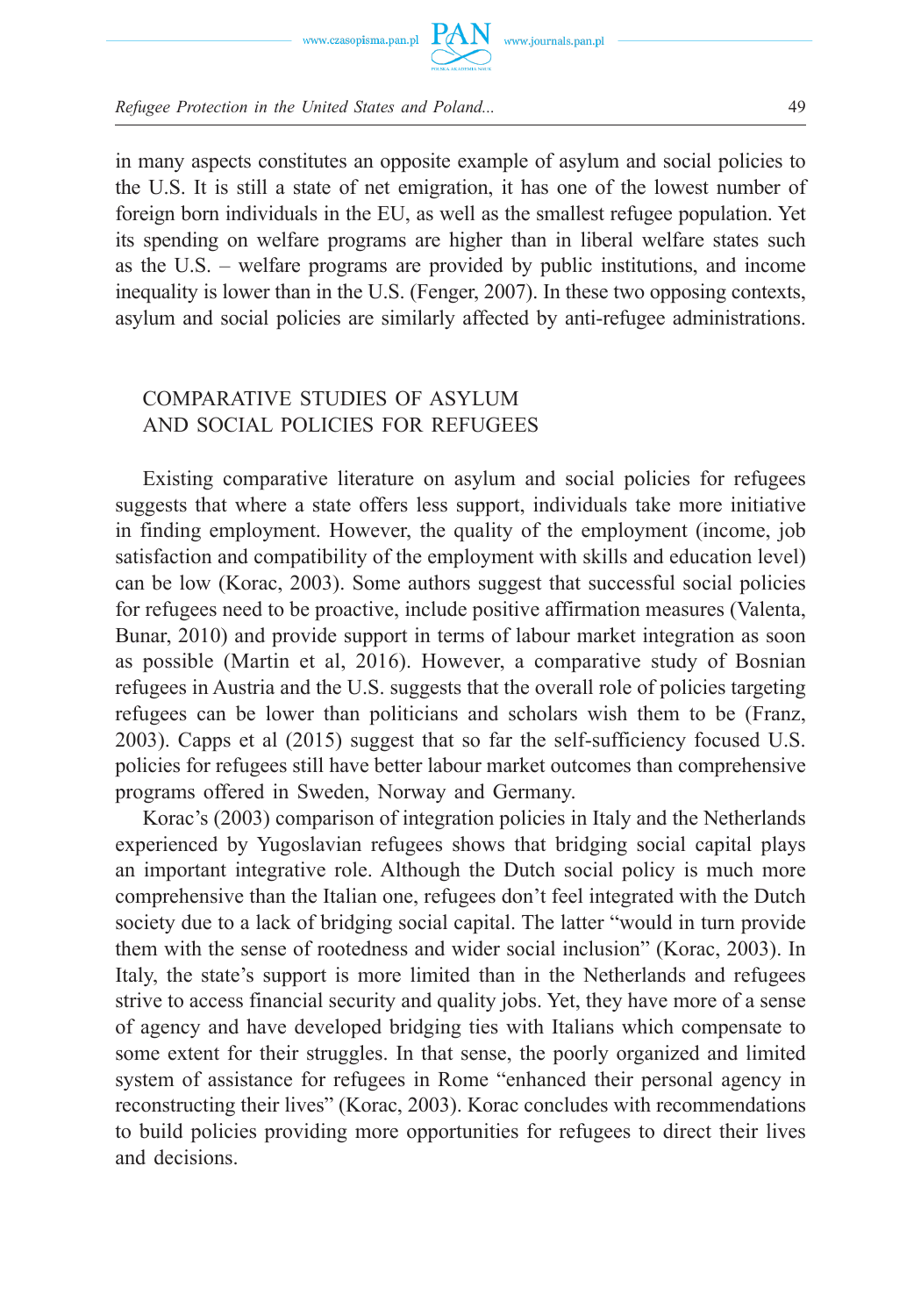in many aspects constitutes an opposite example of asylum and social policies to the U.S. It is still a state of net emigration, it has one of the lowest number of foreign born individuals in the EU, as well as the smallest refugee population. Yet its spending on welfare programs are higher than in liberal welfare states such as the U.S. – welfare programs are provided by public institutions, and income inequality is lower than in the U.S. (Fenger, 2007). In these two opposing contexts, asylum and social policies are similarly affected by anti-refugee administrations.

## COMPARATIVE STUDIES OF ASYLUM AND SOCIAL POLICIES FOR REFUGEES

Existing comparative literature on asylum and social policies for refugees suggests that where a state offers less support, individuals take more initiative in finding employment. However, the quality of the employment (income, job satisfaction and compatibility of the employment with skills and education level) can be low (Korac, 2003). Some authors suggest that successful social policies for refugees need to be proactive, include positive affirmation measures (Valenta, Bunar, 2010) and provide support in terms of labour market integration as soon as possible (Martin et al, 2016). However, a comparative study of Bosnian refugees in Austria and the U.S. suggests that the overall role of policies targeting refugees can be lower than politicians and scholars wish them to be (Franz, 2003). Capps et al (2015) suggest that so far the self-sufficiency focused U.S. policies for refugees still have better labour market outcomes than comprehensive programs offered in Sweden, Norway and Germany.

Korac's (2003) comparison of integration policies in Italy and the Netherlands experienced by Yugoslavian refugees shows that bridging social capital plays an important integrative role. Although the Dutch social policy is much more comprehensive than the Italian one, refugees don't feel integrated with the Dutch society due to a lack of bridging social capital. The latter "would in turn provide them with the sense of rootedness and wider social inclusion" (Korac, 2003). In Italy, the state's support is more limited than in the Netherlands and refugees strive to access financial security and quality jobs. Yet, they have more of a sense of agency and have developed bridging ties with Italians which compensate to some extent for their struggles. In that sense, the poorly organized and limited system of assistance for refugees in Rome "enhanced their personal agency in reconstructing their lives" (Korac, 2003). Korac concludes with recommendations to build policies providing more opportunities for refugees to direct their lives and decisions.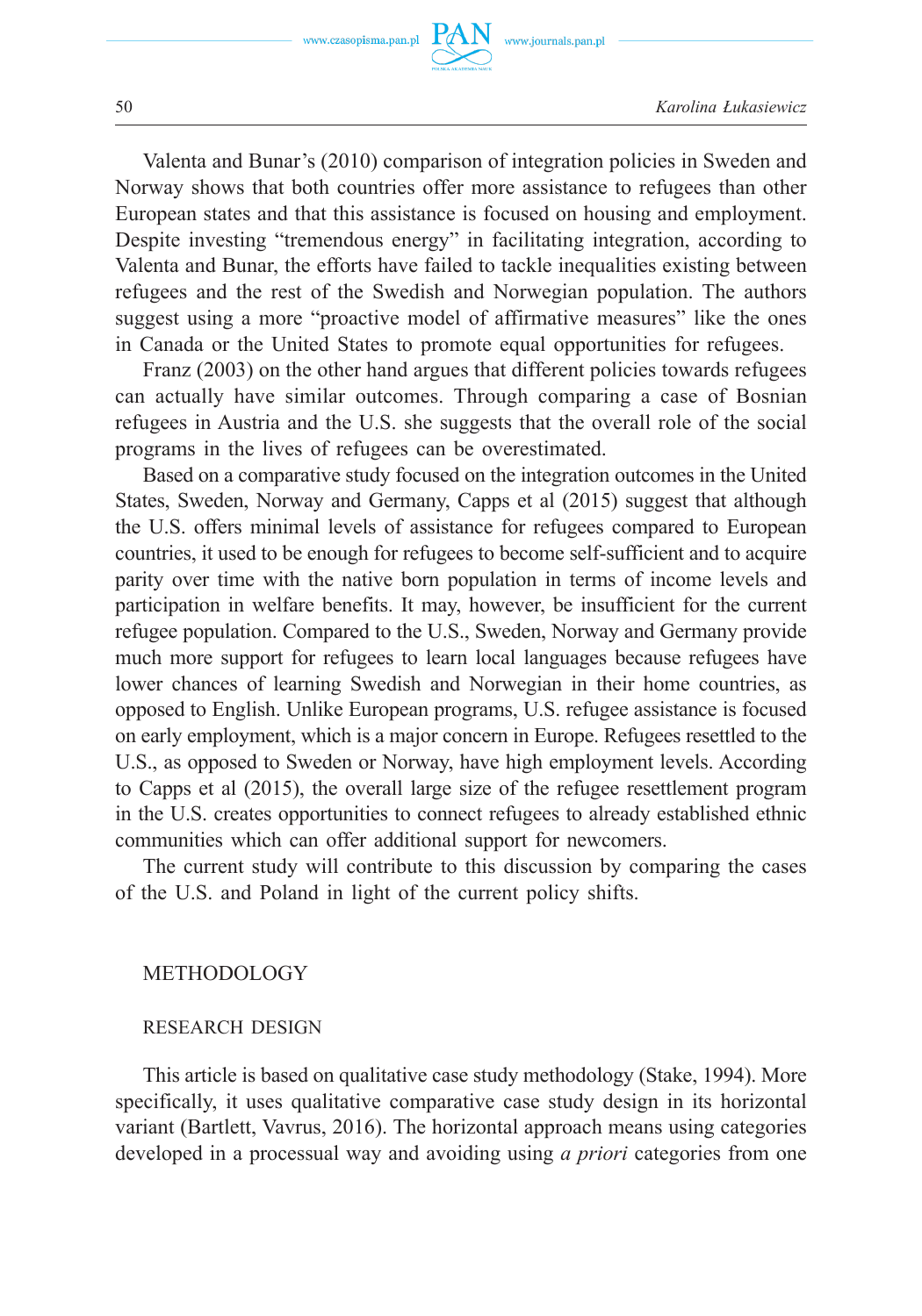Valenta and Bunar's (2010) comparison of integration policies in Sweden and Norway shows that both countries offer more assistance to refugees than other European states and that this assistance is focused on housing and employment. Despite investing "tremendous energy" in facilitating integration, according to Valenta and Bunar, the efforts have failed to tackle inequalities existing between refugees and the rest of the Swedish and Norwegian population. The authors suggest using a more "proactive model of affirmative measures" like the ones in Canada or the United States to promote equal opportunities for refugees.

Franz (2003) on the other hand argues that different policies towards refugees can actually have similar outcomes. Through comparing a case of Bosnian refugees in Austria and the U.S. she suggests that the overall role of the social programs in the lives of refugees can be overestimated.

Based on a comparative study focused on the integration outcomes in the United States, Sweden, Norway and Germany, Capps et al (2015) suggest that although the U.S. offers minimal levels of assistance for refugees compared to European countries, it used to be enough for refugees to become self-sufficient and to acquire parity over time with the native born population in terms of income levels and participation in welfare benefits. It may, however, be insufficient for the current refugee population. Compared to the U.S., Sweden, Norway and Germany provide much more support for refugees to learn local languages because refugees have lower chances of learning Swedish and Norwegian in their home countries, as opposed to English. Unlike European programs, U.S. refugee assistance is focused on early employment, which is a major concern in Europe. Refugees resettled to the U.S., as opposed to Sweden or Norway, have high employment levels. According to Capps et al (2015), the overall large size of the refugee resettlement program in the U.S. creates opportunities to connect refugees to already established ethnic communities which can offer additional support for newcomers.

The current study will contribute to this discussion by comparing the cases of the U.S. and Poland in light of the current policy shifts.

## METHODOLOGY

### RESEARCH DESIGN

This article is based on qualitative case study methodology (Stake, 1994). More specifically, it uses qualitative comparative case study design in its horizontal variant (Bartlett, Vavrus, 2016). The horizontal approach means using categories developed in a processual way and avoiding using *a priori* categories from one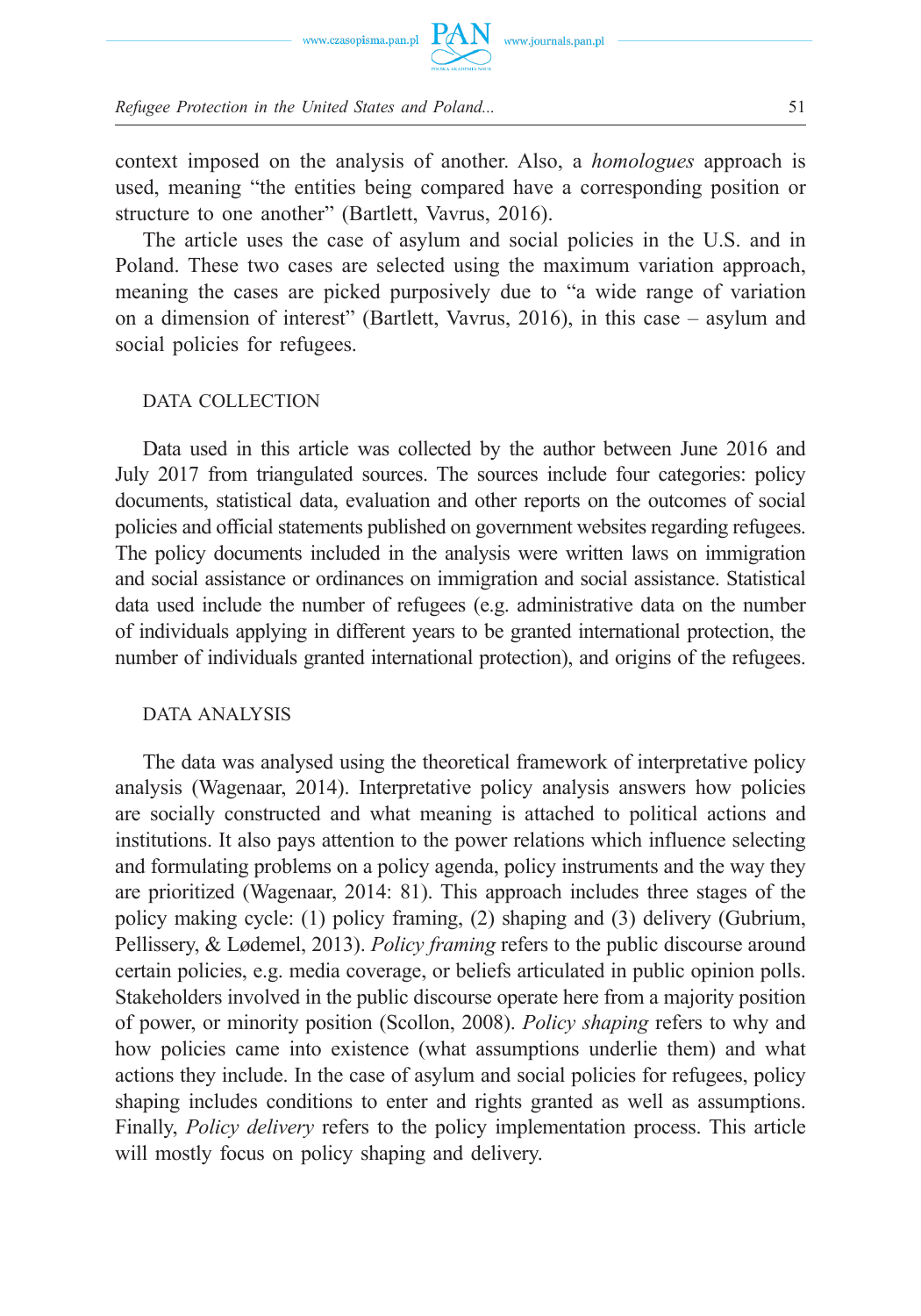context imposed on the analysis of another. Also, a *homologues* approach is used, meaning "the entities being compared have a corresponding position or structure to one another" (Bartlett, Vavrus, 2016).

The article uses the case of asylum and social policies in the U.S. and in Poland. These two cases are selected using the maximum variation approach, meaning the cases are picked purposively due to "a wide range of variation on a dimension of interest" (Bartlett, Vavrus, 2016), in this case – asylum and social policies for refugees.

### DATA COLLECTION

Data used in this article was collected by the author between June 2016 and July 2017 from triangulated sources. The sources include four categories: policy documents, statistical data, evaluation and other reports on the outcomes of social policies and official statements published on government websites regarding refugees. The policy documents included in the analysis were written laws on immigration and social assistance or ordinances on immigration and social assistance. Statistical data used include the number of refugees (e.g. administrative data on the number of individuals applying in different years to be granted international protection, the number of individuals granted international protection), and origins of the refugees.

### DATA ANALYSIS

The data was analysed using the theoretical framework of interpretative policy analysis (Wagenaar, 2014). Interpretative policy analysis answers how policies are socially constructed and what meaning is attached to political actions and institutions. It also pays attention to the power relations which influence selecting and formulating problems on a policy agenda, policy instruments and the way they are prioritized (Wagenaar, 2014: 81). This approach includes three stages of the policy making cycle: (1) policy framing, (2) shaping and (3) delivery (Gubrium, Pellissery, & Lødemel, 2013). *Policy framing* refers to the public discourse around certain policies, e.g. media coverage, or beliefs articulated in public opinion polls. Stakeholders involved in the public discourse operate here from a majority position of power, or minority position (Scollon, 2008). *Policy shaping* refers to why and how policies came into existence (what assumptions underlie them) and what actions they include. In the case of asylum and social policies for refugees, policy shaping includes conditions to enter and rights granted as well as assumptions. Finally, *Policy delivery* refers to the policy implementation process. This article will mostly focus on policy shaping and delivery.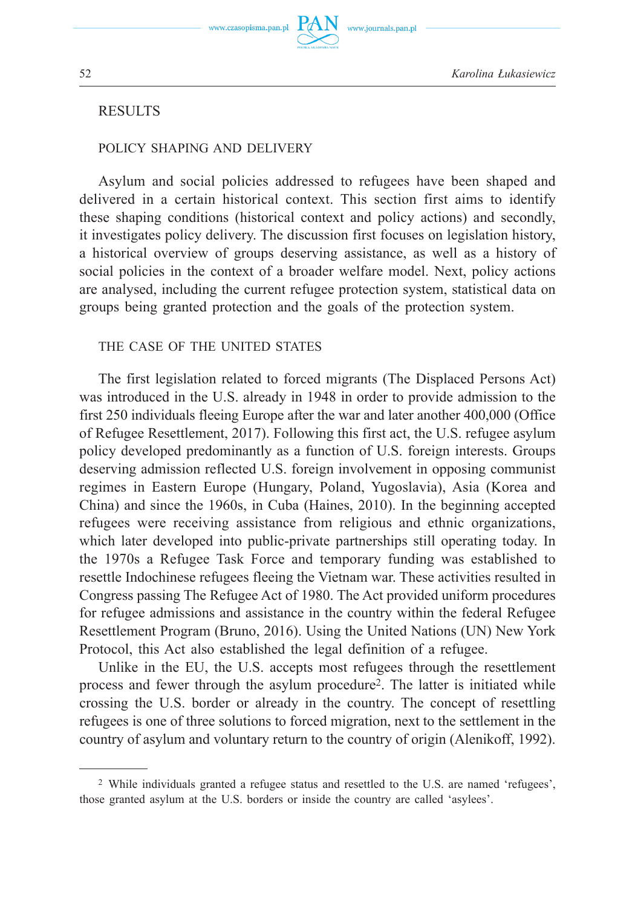## RESULTS

### POLICY SHAPING AND DELIVERY

Asylum and social policies addressed to refugees have been shaped and delivered in a certain historical context. This section first aims to identify these shaping conditions (historical context and policy actions) and secondly, it investigates policy delivery. The discussion first focuses on legislation history, a historical overview of groups deserving assistance, as well as a history of social policies in the context of a broader welfare model. Next, policy actions are analysed, including the current refugee protection system, statistical data on groups being granted protection and the goals of the protection system.

### THE CASE OF THE UNITED STATES

The first legislation related to forced migrants (The Displaced Persons Act) was introduced in the U.S. already in 1948 in order to provide admission to the first 250 individuals fleeing Europe after the war and later another 400,000 (Office of Refugee Resettlement, 2017). Following this first act, the U.S. refugee asylum policy developed predominantly as a function of U.S. foreign interests. Groups deserving admission reflected U.S. foreign involvement in opposing communist regimes in Eastern Europe (Hungary, Poland, Yugoslavia), Asia (Korea and China) and since the 1960s, in Cuba (Haines, 2010). In the beginning accepted refugees were receiving assistance from religious and ethnic organizations, which later developed into public-private partnerships still operating today. In the 1970s a Refugee Task Force and temporary funding was established to resettle Indochinese refugees fleeing the Vietnam war. These activities resulted in Congress passing The Refugee Act of 1980. The Act provided uniform procedures for refugee admissions and assistance in the country within the federal Refugee Resettlement Program (Bruno, 2016). Using the United Nations (UN) New York Protocol, this Act also established the legal definition of a refugee.

Unlike in the EU, the U.S. accepts most refugees through the resettlement process and fewer through the asylum procedure[2]. The latter is initiated while crossing the U.S. border or already in the country. The concept of resettling refugees is one of three solutions to forced migration, next to the settlement in the country of asylum and voluntary return to the country of origin (Alenikoff, 1992).

---

[2] While individuals granted a refugee status and resettled to the U.S. are named 'refugees', those granted asylum at the U.S. borders or inside the country are called 'asylees'.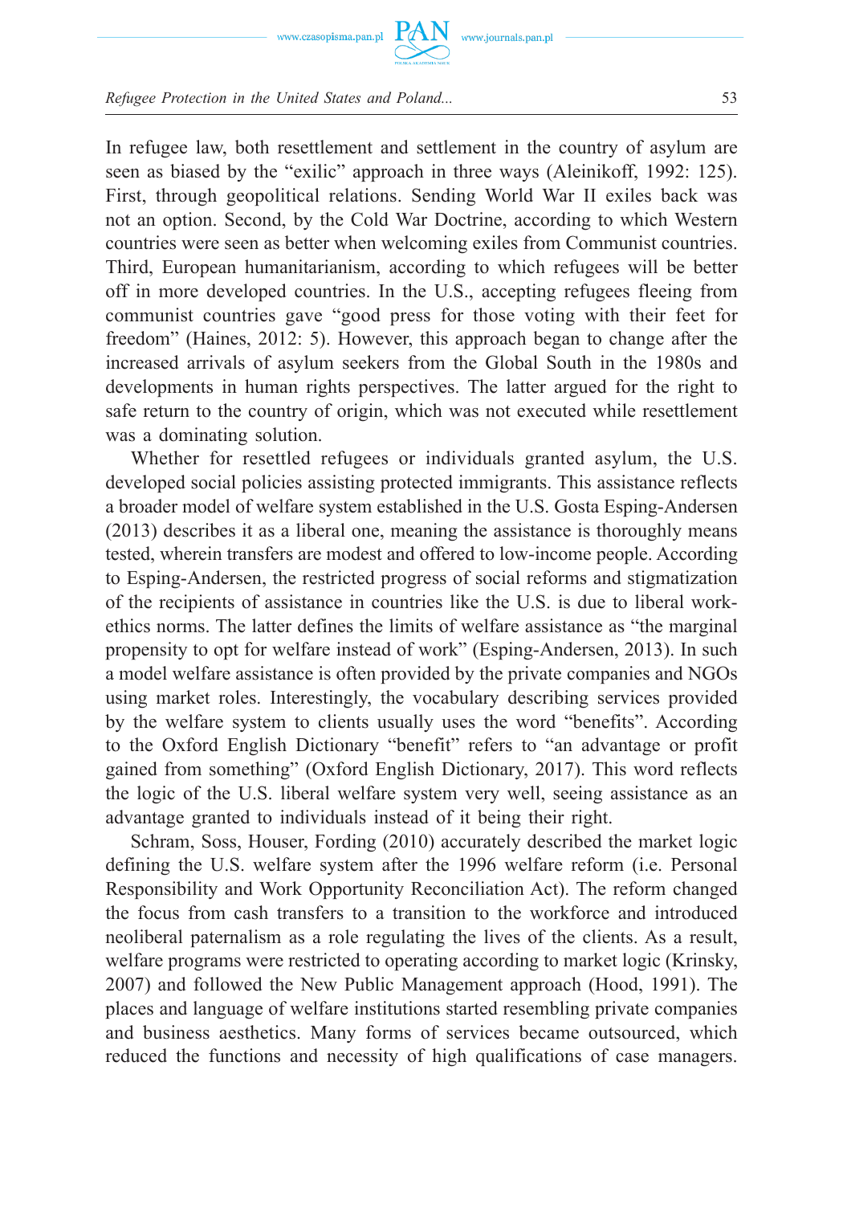In refugee law, both resettlement and settlement in the country of asylum are seen as biased by the "exilic" approach in three ways (Aleinikoff, 1992: 125). First, through geopolitical relations. Sending World War II exiles back was not an option. Second, by the Cold War Doctrine, according to which Western countries were seen as better when welcoming exiles from Communist countries. Third, European humanitarianism, according to which refugees will be better off in more developed countries. In the U.S., accepting refugees fleeing from communist countries gave "good press for those voting with their feet for freedom" (Haines, 2012: 5). However, this approach began to change after the increased arrivals of asylum seekers from the Global South in the 1980s and developments in human rights perspectives. The latter argued for the right to safe return to the country of origin, which was not executed while resettlement was a dominating solution.

Whether for resettled refugees or individuals granted asylum, the U.S. developed social policies assisting protected immigrants. This assistance reflects a broader model of welfare system established in the U.S. Gosta Esping-Andersen (2013) describes it as a liberal one, meaning the assistance is thoroughly means tested, wherein transfers are modest and offered to low-income people. According to Esping-Andersen, the restricted progress of social reforms and stigmatization of the recipients of assistance in countries like the U.S. is due to liberal work-ethics norms. The latter defines the limits of welfare assistance as "the marginal propensity to opt for welfare instead of work" (Esping-Andersen, 2013). In such a model welfare assistance is often provided by the private companies and NGOs using market roles. Interestingly, the vocabulary describing services provided by the welfare system to clients usually uses the word "benefits". According to the Oxford English Dictionary "benefit" refers to "an advantage or profit gained from something" (Oxford English Dictionary, 2017). This word reflects the logic of the U.S. liberal welfare system very well, seeing assistance as an advantage granted to individuals instead of it being their right.

Schram, Soss, Houser, Fording (2010) accurately described the market logic defining the U.S. welfare system after the 1996 welfare reform (i.e. Personal Responsibility and Work Opportunity Reconciliation Act). The reform changed the focus from cash transfers to a transition to the workforce and introduced neoliberal paternalism as a role regulating the lives of the clients. As a result, welfare programs were restricted to operating according to market logic (Krinsky, 2007) and followed the New Public Management approach (Hood, 1991). The places and language of welfare institutions started resembling private companies and business aesthetics. Many forms of services became outsourced, which reduced the functions and necessity of high qualifications of case managers.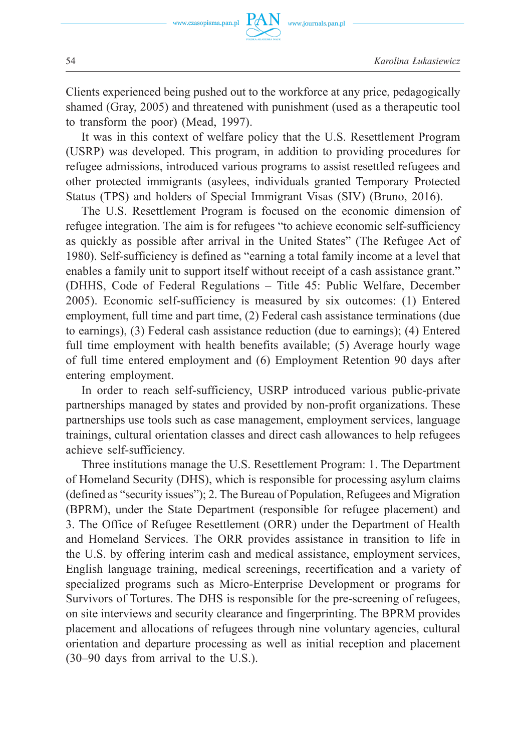Clients experienced being pushed out to the workforce at any price, pedagogically shamed (Gray, 2005) and threatened with punishment (used as a therapeutic tool to transform the poor) (Mead, 1997).

It was in this context of welfare policy that the U.S. Resettlement Program (USRP) was developed. This program, in addition to providing procedures for refugee admissions, introduced various programs to assist resettled refugees and other protected immigrants (asylees, individuals granted Temporary Protected Status (TPS) and holders of Special Immigrant Visas (SIV) (Bruno, 2016).

The U.S. Resettlement Program is focused on the economic dimension of refugee integration. The aim is for refugees "to achieve economic self-sufficiency as quickly as possible after arrival in the United States" (The Refugee Act of 1980). Self-sufficiency is defined as "earning a total family income at a level that enables a family unit to support itself without receipt of a cash assistance grant." (DHHS, Code of Federal Regulations – Title 45: Public Welfare, December 2005). Economic self-sufficiency is measured by six outcomes: (1) Entered employment, full time and part time, (2) Federal cash assistance terminations (due to earnings), (3) Federal cash assistance reduction (due to earnings); (4) Entered full time employment with health benefits available; (5) Average hourly wage of full time entered employment and (6) Employment Retention 90 days after entering employment.

In order to reach self-sufficiency, USRP introduced various public-private partnerships managed by states and provided by non-profit organizations. These partnerships use tools such as case management, employment services, language trainings, cultural orientation classes and direct cash allowances to help refugees achieve self-sufficiency.

Three institutions manage the U.S. Resettlement Program: 1. The Department of Homeland Security (DHS), which is responsible for processing asylum claims (defined as "security issues"); 2. The Bureau of Population, Refugees and Migration (BPRM), under the State Department (responsible for refugee placement) and 3. The Office of Refugee Resettlement (ORR) under the Department of Health and Homeland Services. The ORR provides assistance in transition to life in the U.S. by offering interim cash and medical assistance, employment services, English language training, medical screenings, recertification and a variety of specialized programs such as Micro-Enterprise Development or programs for Survivors of Tortures. The DHS is responsible for the pre-screening of refugees, on site interviews and security clearance and fingerprinting. The BPRM provides placement and allocations of refugees through nine voluntary agencies, cultural orientation and departure processing as well as initial reception and placement (30–90 days from arrival to the U.S.).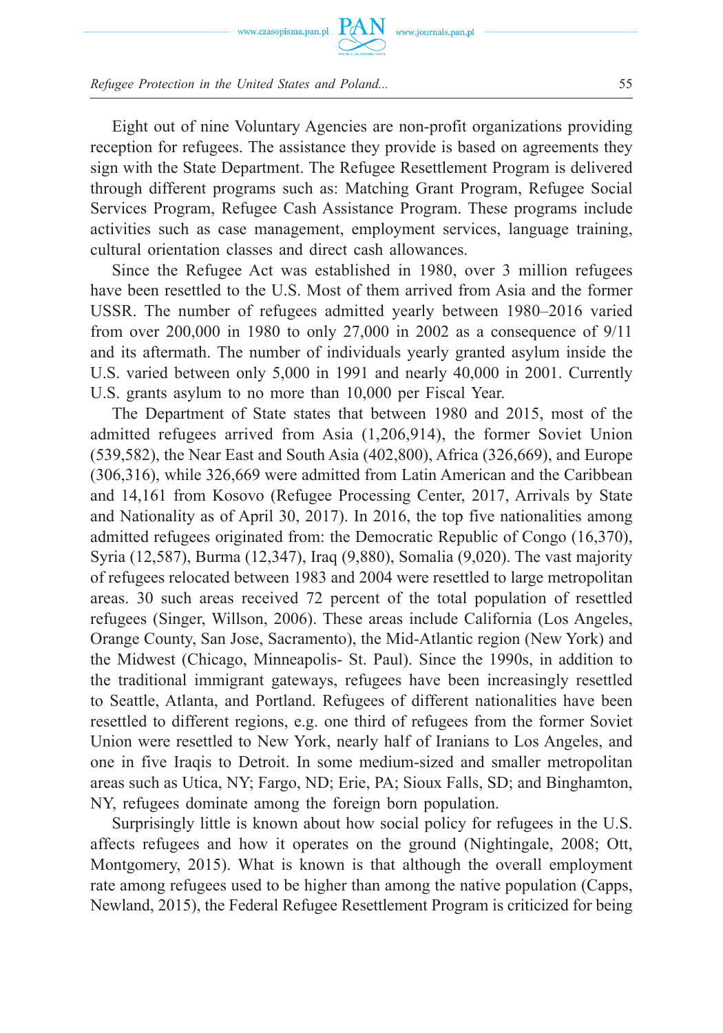Eight out of nine Voluntary Agencies are non-profit organizations providing reception for refugees. The assistance they provide is based on agreements they sign with the State Department. The Refugee Resettlement Program is delivered through different programs such as: Matching Grant Program, Refugee Social Services Program, Refugee Cash Assistance Program. These programs include activities such as case management, employment services, language training, cultural orientation classes and direct cash allowances.

Since the Refugee Act was established in 1980, over 3 million refugees have been resettled to the U.S. Most of them arrived from Asia and the former USSR. The number of refugees admitted yearly between 1980–2016 varied from over 200,000 in 1980 to only 27,000 in 2002 as a consequence of 9/11 and its aftermath. The number of individuals yearly granted asylum inside the U.S. varied between only 5,000 in 1991 and nearly 40,000 in 2001. Currently U.S. grants asylum to no more than 10,000 per Fiscal Year.

The Department of State states that between 1980 and 2015, most of the admitted refugees arrived from Asia (1,206,914), the former Soviet Union (539,582), the Near East and South Asia (402,800), Africa (326,669), and Europe (306,316), while 326,669 were admitted from Latin American and the Caribbean and 14,161 from Kosovo (Refugee Processing Center, 2017, Arrivals by State and Nationality as of April 30, 2017). In 2016, the top five nationalities among admitted refugees originated from: the Democratic Republic of Congo (16,370), Syria (12,587), Burma (12,347), Iraq (9,880), Somalia (9,020). The vast majority of refugees relocated between 1983 and 2004 were resettled to large metropolitan areas. 30 such areas received 72 percent of the total population of resettled refugees (Singer, Willson, 2006). These areas include California (Los Angeles, Orange County, San Jose, Sacramento), the Mid-Atlantic region (New York) and the Midwest (Chicago, Minneapolis- St. Paul). Since the 1990s, in addition to the traditional immigrant gateways, refugees have been increasingly resettled to Seattle, Atlanta, and Portland. Refugees of different nationalities have been resettled to different regions, e.g. one third of refugees from the former Soviet Union were resettled to New York, nearly half of Iranians to Los Angeles, and one in five Iraqis to Detroit. In some medium-sized and smaller metropolitan areas such as Utica, NY; Fargo, ND; Erie, PA; Sioux Falls, SD; and Binghamton, NY, refugees dominate among the foreign born population.

Surprisingly little is known about how social policy for refugees in the U.S. affects refugees and how it operates on the ground (Nightingale, 2008; Ott, Montgomery, 2015). What is known is that although the overall employment rate among refugees used to be higher than among the native population (Capps, Newland, 2015), the Federal Refugee Resettlement Program is criticized for being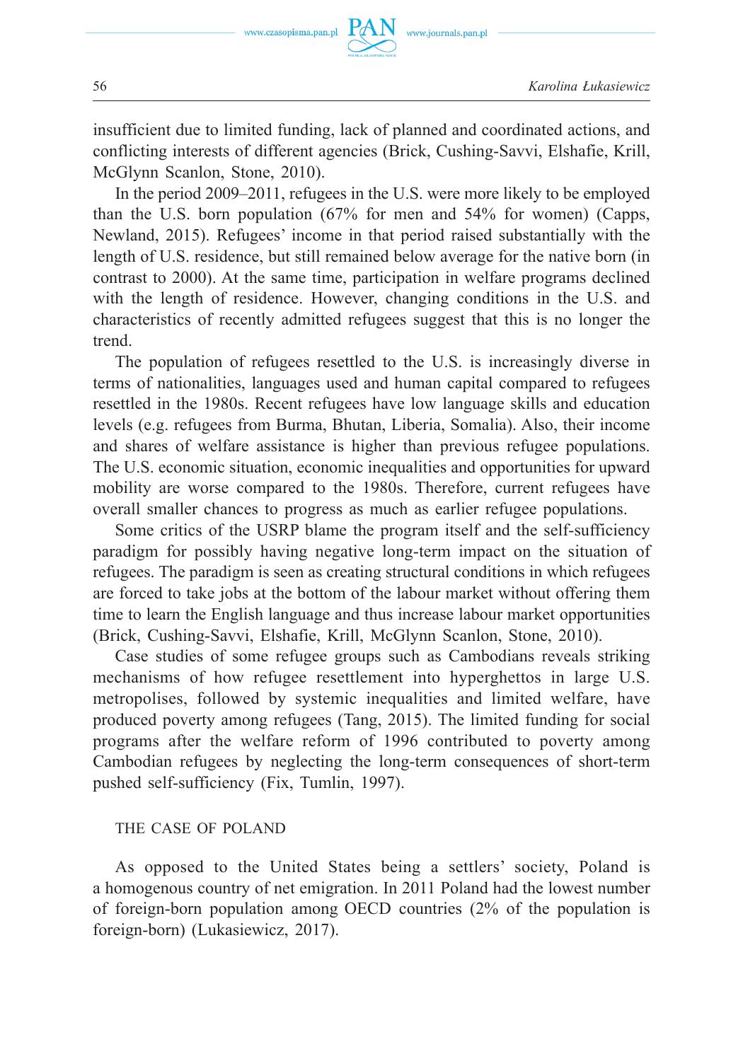insufficient due to limited funding, lack of planned and coordinated actions, and conflicting interests of different agencies (Brick, Cushing-Savvi, Elshafie, Krill, McGlynn Scanlon, Stone, 2010).

In the period 2009–2011, refugees in the U.S. were more likely to be employed than the U.S. born population (67% for men and 54% for women) (Capps, Newland, 2015). Refugees' income in that period raised substantially with the length of U.S. residence, but still remained below average for the native born (in contrast to 2000). At the same time, participation in welfare programs declined with the length of residence. However, changing conditions in the U.S. and characteristics of recently admitted refugees suggest that this is no longer the trend.

The population of refugees resettled to the U.S. is increasingly diverse in terms of nationalities, languages used and human capital compared to refugees resettled in the 1980s. Recent refugees have low language skills and education levels (e.g. refugees from Burma, Bhutan, Liberia, Somalia). Also, their income and shares of welfare assistance is higher than previous refugee populations. The U.S. economic situation, economic inequalities and opportunities for upward mobility are worse compared to the 1980s. Therefore, current refugees have overall smaller chances to progress as much as earlier refugee populations.

Some critics of the USRP blame the program itself and the self-sufficiency paradigm for possibly having negative long-term impact on the situation of refugees. The paradigm is seen as creating structural conditions in which refugees are forced to take jobs at the bottom of the labour market without offering them time to learn the English language and thus increase labour market opportunities (Brick, Cushing-Savvi, Elshafie, Krill, McGlynn Scanlon, Stone, 2010).

Case studies of some refugee groups such as Cambodians reveals striking mechanisms of how refugee resettlement into hyperghettos in large U.S. metropolises, followed by systemic inequalities and limited welfare, have produced poverty among refugees (Tang, 2015). The limited funding for social programs after the welfare reform of 1996 contributed to poverty among Cambodian refugees by neglecting the long-term consequences of short-term pushed self-sufficiency (Fix, Tumlin, 1997).

## THE CASE OF POLAND

As opposed to the United States being a settlers' society, Poland is a homogenous country of net emigration. In 2011 Poland had the lowest number of foreign-born population among OECD countries (2% of the population is foreign-born) (Lukasiewicz, 2017).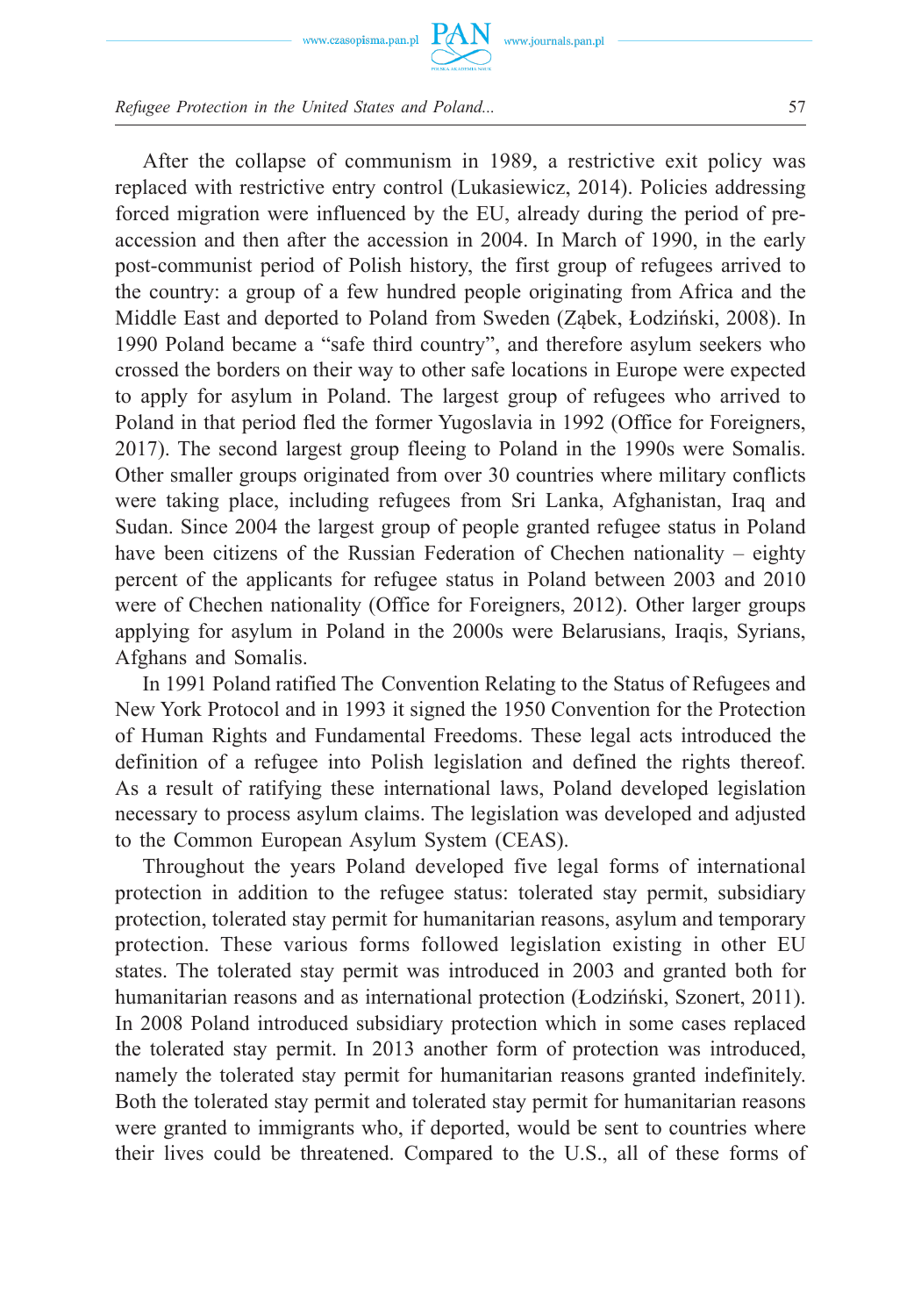After the collapse of communism in 1989, a restrictive exit policy was replaced with restrictive entry control (Lukasiewicz, 2014). Policies addressing forced migration were influenced by the EU, already during the period of pre-accession and then after the accession in 2004. In March of 1990, in the early post-communist period of Polish history, the first group of refugees arrived to the country: a group of a few hundred people originating from Africa and the Middle East and deported to Poland from Sweden (Ząbek, Łodziński, 2008). In 1990 Poland became a "safe third country", and therefore asylum seekers who crossed the borders on their way to other safe locations in Europe were expected to apply for asylum in Poland. The largest group of refugees who arrived to Poland in that period fled the former Yugoslavia in 1992 (Office for Foreigners, 2017). The second largest group fleeing to Poland in the 1990s were Somalis. Other smaller groups originated from over 30 countries where military conflicts were taking place, including refugees from Sri Lanka, Afghanistan, Iraq and Sudan. Since 2004 the largest group of people granted refugee status in Poland have been citizens of the Russian Federation of Chechen nationality – eighty percent of the applicants for refugee status in Poland between 2003 and 2010 were of Chechen nationality (Office for Foreigners, 2012). Other larger groups applying for asylum in Poland in the 2000s were Belarusians, Iraqis, Syrians, Afghans and Somalis.

In 1991 Poland ratified The Convention Relating to the Status of Refugees and New York Protocol and in 1993 it signed the 1950 Convention for the Protection of Human Rights and Fundamental Freedoms. These legal acts introduced the definition of a refugee into Polish legislation and defined the rights thereof. As a result of ratifying these international laws, Poland developed legislation necessary to process asylum claims. The legislation was developed and adjusted to the Common European Asylum System (CEAS).

Throughout the years Poland developed five legal forms of international protection in addition to the refugee status: tolerated stay permit, subsidiary protection, tolerated stay permit for humanitarian reasons, asylum and temporary protection. These various forms followed legislation existing in other EU states. The tolerated stay permit was introduced in 2003 and granted both for humanitarian reasons and as international protection (Łodziński, Szonert, 2011). In 2008 Poland introduced subsidiary protection which in some cases replaced the tolerated stay permit. In 2013 another form of protection was introduced, namely the tolerated stay permit for humanitarian reasons granted indefinitely. Both the tolerated stay permit and tolerated stay permit for humanitarian reasons were granted to immigrants who, if deported, would be sent to countries where their lives could be threatened. Compared to the U.S., all of these forms of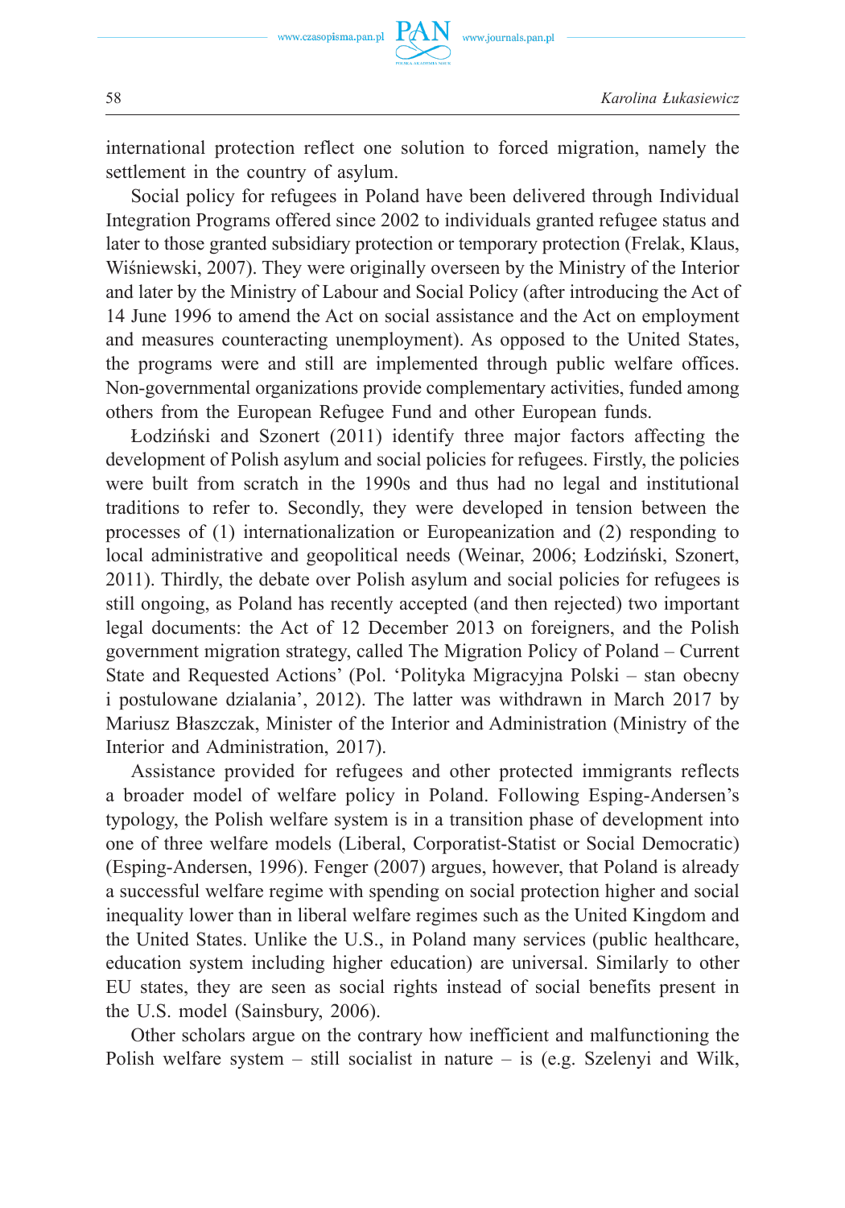international protection reflect one solution to forced migration, namely the settlement in the country of asylum.

Social policy for refugees in Poland have been delivered through Individual Integration Programs offered since 2002 to individuals granted refugee status and later to those granted subsidiary protection or temporary protection (Frelak, Klaus, Wiśniewski, 2007). They were originally overseen by the Ministry of the Interior and later by the Ministry of Labour and Social Policy (after introducing the Act of 14 June 1996 to amend the Act on social assistance and the Act on employment and measures counteracting unemployment). As opposed to the United States, the programs were and still are implemented through public welfare offices. Non-governmental organizations provide complementary activities, funded among others from the European Refugee Fund and other European funds.

Łodziński and Szonert (2011) identify three major factors affecting the development of Polish asylum and social policies for refugees. Firstly, the policies were built from scratch in the 1990s and thus had no legal and institutional traditions to refer to. Secondly, they were developed in tension between the processes of (1) internationalization or Europeanization and (2) responding to local administrative and geopolitical needs (Weinar, 2006; Łodziński, Szonert, 2011). Thirdly, the debate over Polish asylum and social policies for refugees is still ongoing, as Poland has recently accepted (and then rejected) two important legal documents: the Act of 12 December 2013 on foreigners, and the Polish government migration strategy, called The Migration Policy of Poland – Current State and Requested Actions' (Pol. 'Polityka Migracyjna Polski – stan obecny i postulowane dzialania', 2012). The latter was withdrawn in March 2017 by Mariusz Błaszczak, Minister of the Interior and Administration (Ministry of the Interior and Administration, 2017).

Assistance provided for refugees and other protected immigrants reflects a broader model of welfare policy in Poland. Following Esping-Andersen's typology, the Polish welfare system is in a transition phase of development into one of three welfare models (Liberal, Corporatist-Statist or Social Democratic) (Esping-Andersen, 1996). Fenger (2007) argues, however, that Poland is already a successful welfare regime with spending on social protection higher and social inequality lower than in liberal welfare regimes such as the United Kingdom and the United States. Unlike the U.S., in Poland many services (public healthcare, education system including higher education) are universal. Similarly to other EU states, they are seen as social rights instead of social benefits present in the U.S. model (Sainsbury, 2006).

Other scholars argue on the contrary how inefficient and malfunctioning the Polish welfare system – still socialist in nature – is (e.g. Szelenyi and Wilk,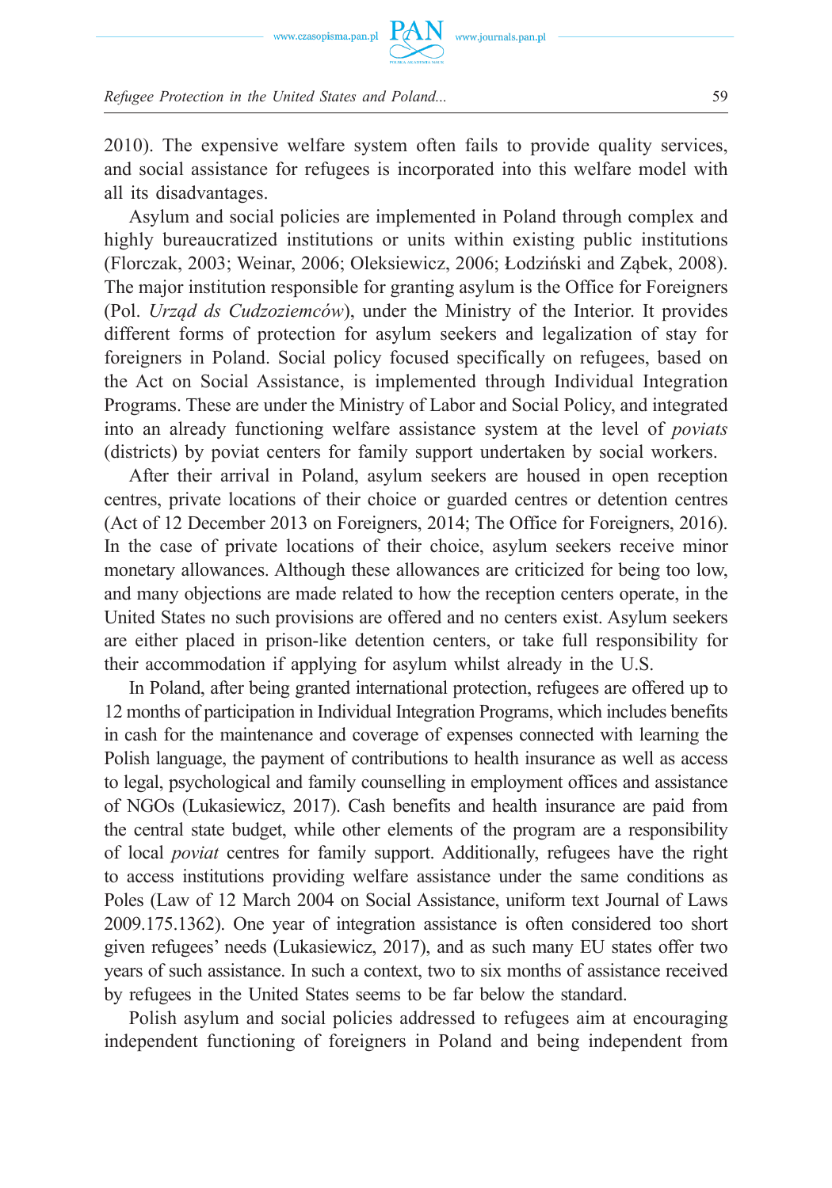2010). The expensive welfare system often fails to provide quality services, and social assistance for refugees is incorporated into this welfare model with all its disadvantages.

Asylum and social policies are implemented in Poland through complex and highly bureaucratized institutions or units within existing public institutions (Florczak, 2003; Weinar, 2006; Oleksiewicz, 2006; Łodziński and Ząbek, 2008). The major institution responsible for granting asylum is the Office for Foreigners (Pol. *Urząd ds Cudzoziemców*), under the Ministry of the Interior. It provides different forms of protection for asylum seekers and legalization of stay for foreigners in Poland. Social policy focused specifically on refugees, based on the Act on Social Assistance, is implemented through Individual Integration Programs. These are under the Ministry of Labor and Social Policy, and integrated into an already functioning welfare assistance system at the level of *poviats* (districts) by poviat centers for family support undertaken by social workers.

After their arrival in Poland, asylum seekers are housed in open reception centres, private locations of their choice or guarded centres or detention centres (Act of 12 December 2013 on Foreigners, 2014; The Office for Foreigners, 2016). In the case of private locations of their choice, asylum seekers receive minor monetary allowances. Although these allowances are criticized for being too low, and many objections are made related to how the reception centers operate, in the United States no such provisions are offered and no centers exist. Asylum seekers are either placed in prison-like detention centers, or take full responsibility for their accommodation if applying for asylum whilst already in the U.S.

In Poland, after being granted international protection, refugees are offered up to 12 months of participation in Individual Integration Programs, which includes benefits in cash for the maintenance and coverage of expenses connected with learning the Polish language, the payment of contributions to health insurance as well as access to legal, psychological and family counselling in employment offices and assistance of NGOs (Lukasiewicz, 2017). Cash benefits and health insurance are paid from the central state budget, while other elements of the program are a responsibility of local *poviat* centres for family support. Additionally, refugees have the right to access institutions providing welfare assistance under the same conditions as Poles (Law of 12 March 2004 on Social Assistance, uniform text Journal of Laws 2009.175.1362). One year of integration assistance is often considered too short given refugees' needs (Lukasiewicz, 2017), and as such many EU states offer two years of such assistance. In such a context, two to six months of assistance received by refugees in the United States seems to be far below the standard.

Polish asylum and social policies addressed to refugees aim at encouraging independent functioning of foreigners in Poland and being independent from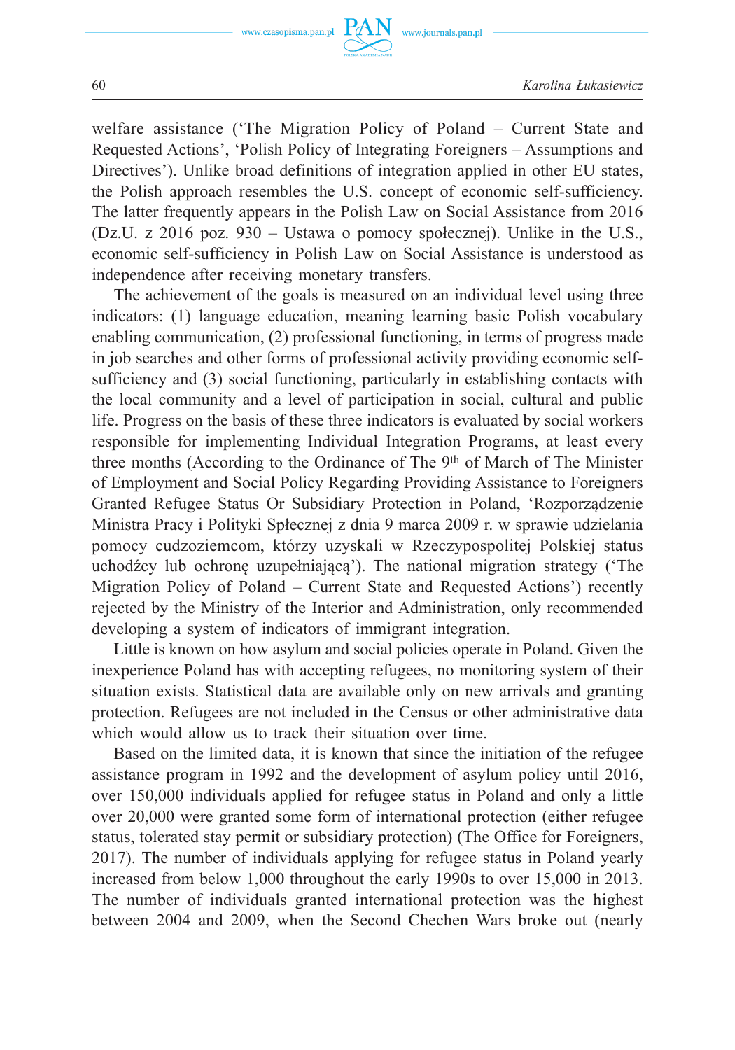welfare assistance ('The Migration Policy of Poland – Current State and Requested Actions', 'Polish Policy of Integrating Foreigners – Assumptions and Directives'). Unlike broad definitions of integration applied in other EU states, the Polish approach resembles the U.S. concept of economic self-sufficiency. The latter frequently appears in the Polish Law on Social Assistance from 2016 (Dz.U. z 2016 poz. 930 – Ustawa o pomocy społecznej). Unlike in the U.S., economic self-sufficiency in Polish Law on Social Assistance is understood as independence after receiving monetary transfers.

The achievement of the goals is measured on an individual level using three indicators: (1) language education, meaning learning basic Polish vocabulary enabling communication, (2) professional functioning, in terms of progress made in job searches and other forms of professional activity providing economic self-sufficiency and (3) social functioning, particularly in establishing contacts with the local community and a level of participation in social, cultural and public life. Progress on the basis of these three indicators is evaluated by social workers responsible for implementing Individual Integration Programs, at least every three months (According to the Ordinance of The 9th of March of The Minister of Employment and Social Policy Regarding Providing Assistance to Foreigners Granted Refugee Status Or Subsidiary Protection in Poland, 'Rozporządzenie Ministra Pracy i Polityki Społecznej z dnia 9 marca 2009 r. w sprawie udzielania pomocy cudzoziemcom, którzy uzyskali w Rzeczypospolitej Polskiej status uchodźcy lub ochronę uzupełniającą'). The national migration strategy ('The Migration Policy of Poland – Current State and Requested Actions') recently rejected by the Ministry of the Interior and Administration, only recommended developing a system of indicators of immigrant integration.

Little is known on how asylum and social policies operate in Poland. Given the inexperience Poland has with accepting refugees, no monitoring system of their situation exists. Statistical data are available only on new arrivals and granting protection. Refugees are not included in the Census or other administrative data which would allow us to track their situation over time.

Based on the limited data, it is known that since the initiation of the refugee assistance program in 1992 and the development of asylum policy until 2016, over 150,000 individuals applied for refugee status in Poland and only a little over 20,000 were granted some form of international protection (either refugee status, tolerated stay permit or subsidiary protection) (The Office for Foreigners, 2017). The number of individuals applying for refugee status in Poland yearly increased from below 1,000 throughout the early 1990s to over 15,000 in 2013. The number of individuals granted international protection was the highest between 2004 and 2009, when the Second Chechen Wars broke out (nearly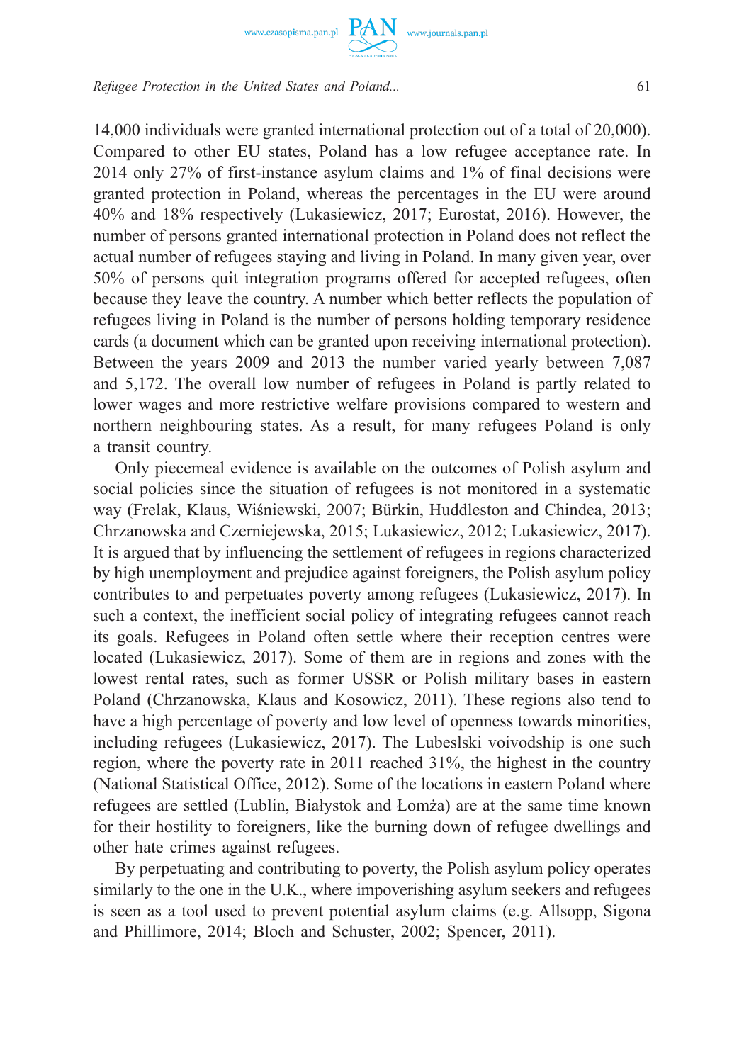14,000 individuals were granted international protection out of a total of 20,000). Compared to other EU states, Poland has a low refugee acceptance rate. In 2014 only 27% of first-instance asylum claims and 1% of final decisions were granted protection in Poland, whereas the percentages in the EU were around 40% and 18% respectively (Lukasiewicz, 2017; Eurostat, 2016). However, the number of persons granted international protection in Poland does not reflect the actual number of refugees staying and living in Poland. In many given year, over 50% of persons quit integration programs offered for accepted refugees, often because they leave the country. A number which better reflects the population of refugees living in Poland is the number of persons holding temporary residence cards (a document which can be granted upon receiving international protection). Between the years 2009 and 2013 the number varied yearly between 7,087 and 5,172. The overall low number of refugees in Poland is partly related to lower wages and more restrictive welfare provisions compared to western and northern neighbouring states. As a result, for many refugees Poland is only a transit country.

Only piecemeal evidence is available on the outcomes of Polish asylum and social policies since the situation of refugees is not monitored in a systematic way (Frelak, Klaus, Wiśniewski, 2007; Bürkin, Huddleston and Chindea, 2013; Chrzanowska and Czerniejewska, 2015; Lukasiewicz, 2012; Lukasiewicz, 2017). It is argued that by influencing the settlement of refugees in regions characterized by high unemployment and prejudice against foreigners, the Polish asylum policy contributes to and perpetuates poverty among refugees (Lukasiewicz, 2017). In such a context, the inefficient social policy of integrating refugees cannot reach its goals. Refugees in Poland often settle where their reception centres were located (Lukasiewicz, 2017). Some of them are in regions and zones with the lowest rental rates, such as former USSR or Polish military bases in eastern Poland (Chrzanowska, Klaus and Kosowicz, 2011). These regions also tend to have a high percentage of poverty and low level of openness towards minorities, including refugees (Lukasiewicz, 2017). The Lubeslski voivodship is one such region, where the poverty rate in 2011 reached 31%, the highest in the country (National Statistical Office, 2012). Some of the locations in eastern Poland where refugees are settled (Lublin, Białystok and Łomża) are at the same time known for their hostility to foreigners, like the burning down of refugee dwellings and other hate crimes against refugees.

By perpetuating and contributing to poverty, the Polish asylum policy operates similarly to the one in the U.K., where impoverishing asylum seekers and refugees is seen as a tool used to prevent potential asylum claims (e.g. Allsopp, Sigona and Phillimore, 2014; Bloch and Schuster, 2002; Spencer, 2011).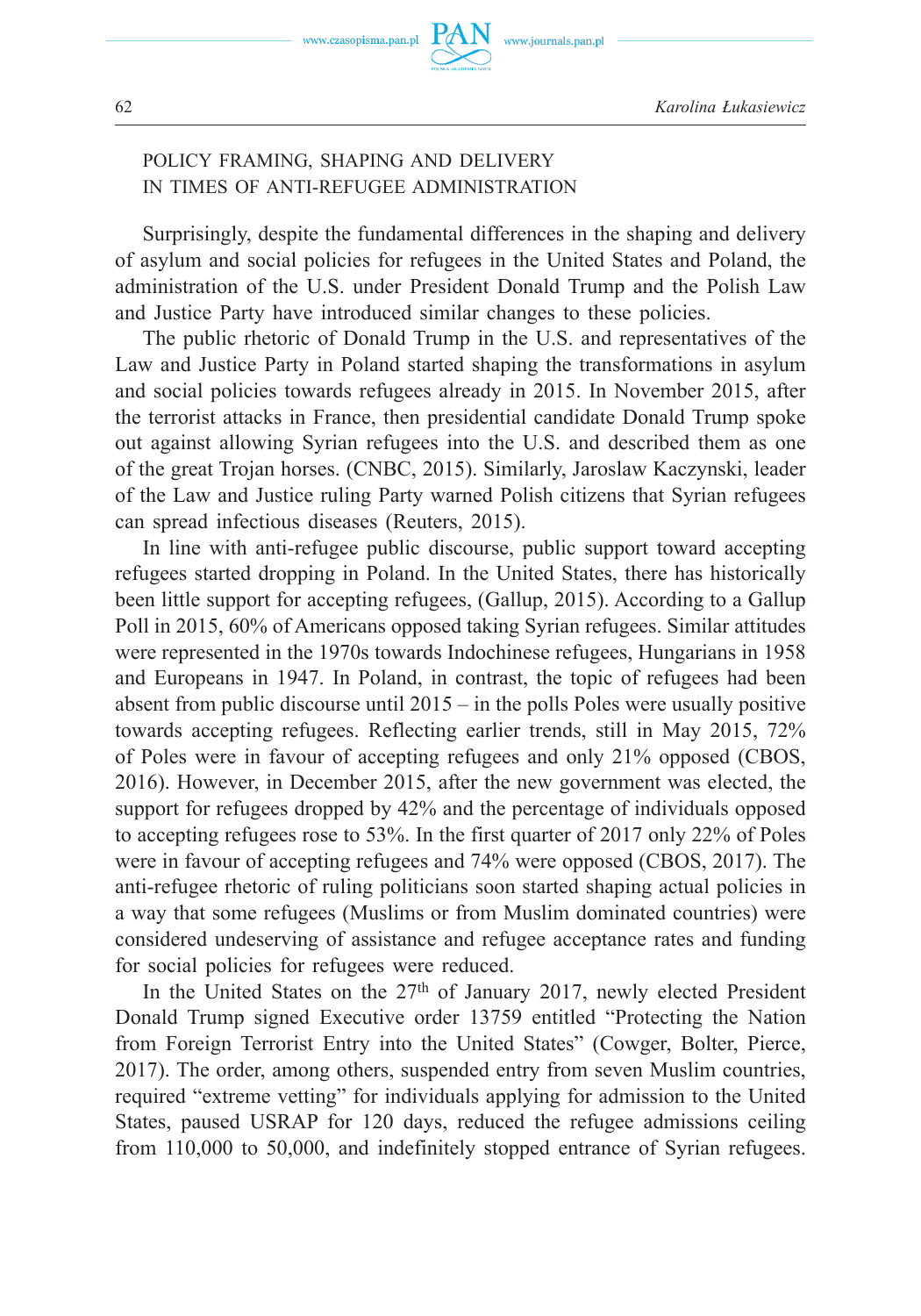## POLICY FRAMING, SHAPING AND DELIVERY IN TIMES OF ANTI-REFUGEE ADMINISTRATION

Surprisingly, despite the fundamental differences in the shaping and delivery of asylum and social policies for refugees in the United States and Poland, the administration of the U.S. under President Donald Trump and the Polish Law and Justice Party have introduced similar changes to these policies.

The public rhetoric of Donald Trump in the U.S. and representatives of the Law and Justice Party in Poland started shaping the transformations in asylum and social policies towards refugees already in 2015. In November 2015, after the terrorist attacks in France, then presidential candidate Donald Trump spoke out against allowing Syrian refugees into the U.S. and described them as one of the great Trojan horses. (CNBC, 2015). Similarly, Jaroslaw Kaczynski, leader of the Law and Justice ruling Party warned Polish citizens that Syrian refugees can spread infectious diseases (Reuters, 2015).

In line with anti-refugee public discourse, public support toward accepting refugees started dropping in Poland. In the United States, there has historically been little support for accepting refugees, (Gallup, 2015). According to a Gallup Poll in 2015, 60% of Americans opposed taking Syrian refugees. Similar attitudes were represented in the 1970s towards Indochinese refugees, Hungarians in 1958 and Europeans in 1947. In Poland, in contrast, the topic of refugees had been absent from public discourse until 2015 – in the polls Poles were usually positive towards accepting refugees. Reflecting earlier trends, still in May 2015, 72% of Poles were in favour of accepting refugees and only 21% opposed (CBOS, 2016). However, in December 2015, after the new government was elected, the support for refugees dropped by 42% and the percentage of individuals opposed to accepting refugees rose to 53%. In the first quarter of 2017 only 22% of Poles were in favour of accepting refugees and 74% were opposed (CBOS, 2017). The anti-refugee rhetoric of ruling politicians soon started shaping actual policies in a way that some refugees (Muslims or from Muslim dominated countries) were considered undeserving of assistance and refugee acceptance rates and funding for social policies for refugees were reduced.

In the United States on the 27th of January 2017, newly elected President Donald Trump signed Executive order 13759 entitled "Protecting the Nation from Foreign Terrorist Entry into the United States" (Cowger, Bolter, Pierce, 2017). The order, among others, suspended entry from seven Muslim countries, required "extreme vetting" for individuals applying for admission to the United States, paused USRAP for 120 days, reduced the refugee admissions ceiling from 110,000 to 50,000, and indefinitely stopped entrance of Syrian refugees.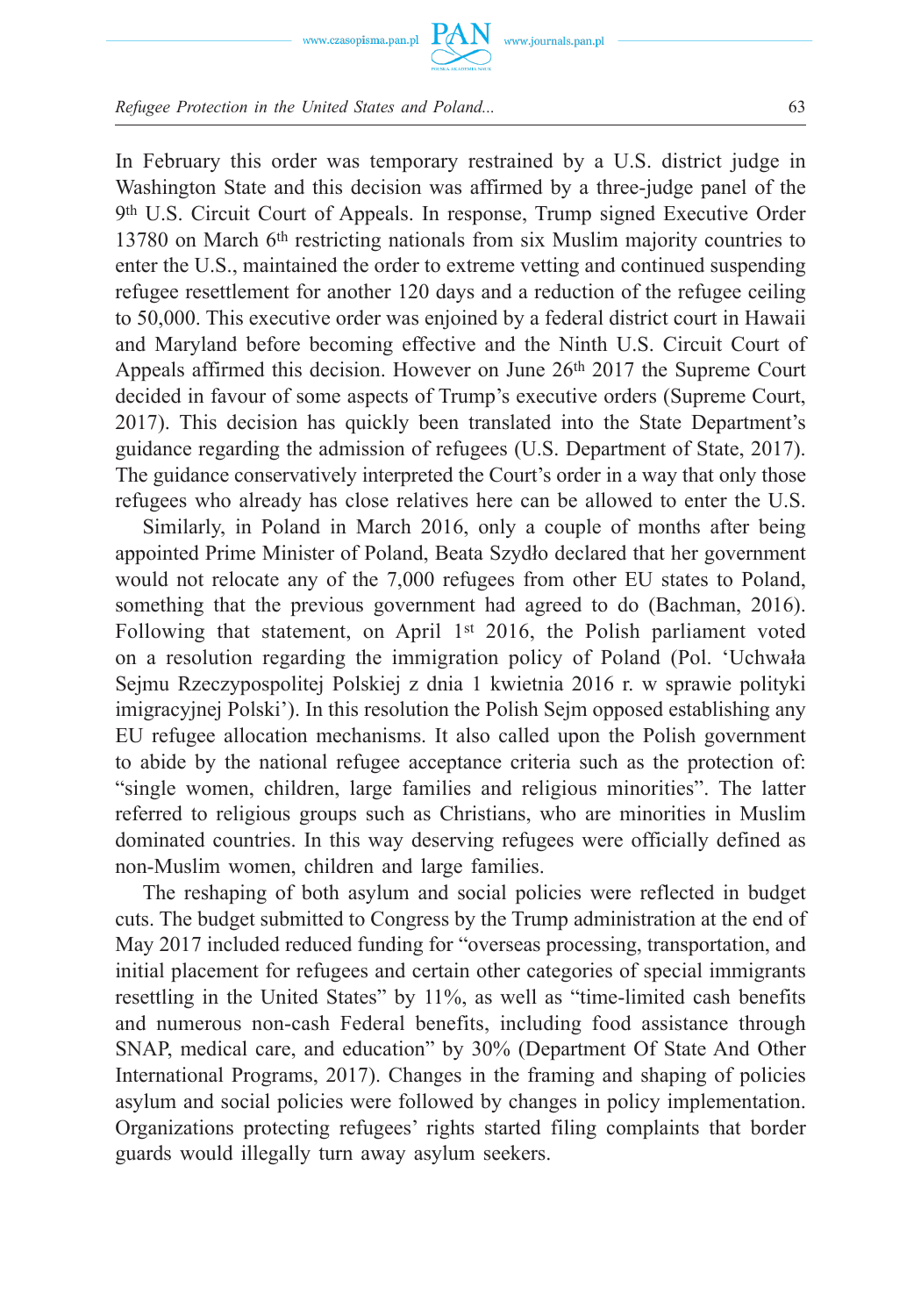In February this order was temporary restrained by a U.S. district judge in Washington State and this decision was affirmed by a three-judge panel of the 9th U.S. Circuit Court of Appeals. In response, Trump signed Executive Order 13780 on March 6th restricting nationals from six Muslim majority countries to enter the U.S., maintained the order to extreme vetting and continued suspending refugee resettlement for another 120 days and a reduction of the refugee ceiling to 50,000. This executive order was enjoined by a federal district court in Hawaii and Maryland before becoming effective and the Ninth U.S. Circuit Court of Appeals affirmed this decision. However on June 26th 2017 the Supreme Court decided in favour of some aspects of Trump's executive orders (Supreme Court, 2017). This decision has quickly been translated into the State Department's guidance regarding the admission of refugees (U.S. Department of State, 2017). The guidance conservatively interpreted the Court's order in a way that only those refugees who already has close relatives here can be allowed to enter the U.S.

Similarly, in Poland in March 2016, only a couple of months after being appointed Prime Minister of Poland, Beata Szydło declared that her government would not relocate any of the 7,000 refugees from other EU states to Poland, something that the previous government had agreed to do (Bachman, 2016). Following that statement, on April 1st 2016, the Polish parliament voted on a resolution regarding the immigration policy of Poland (Pol. 'Uchwała Sejmu Rzeczypospolitej Polskiej z dnia 1 kwietnia 2016 r. w sprawie polityki imigracyjnej Polski'). In this resolution the Polish Sejm opposed establishing any EU refugee allocation mechanisms. It also called upon the Polish government to abide by the national refugee acceptance criteria such as the protection of: "single women, children, large families and religious minorities". The latter referred to religious groups such as Christians, who are minorities in Muslim dominated countries. In this way deserving refugees were officially defined as non-Muslim women, children and large families.

The reshaping of both asylum and social policies were reflected in budget cuts. The budget submitted to Congress by the Trump administration at the end of May 2017 included reduced funding for "overseas processing, transportation, and initial placement for refugees and certain other categories of special immigrants resettling in the United States" by 11%, as well as "time-limited cash benefits and numerous non-cash Federal benefits, including food assistance through SNAP, medical care, and education" by 30% (Department Of State And Other International Programs, 2017). Changes in the framing and shaping of policies asylum and social policies were followed by changes in policy implementation. Organizations protecting refugees' rights started filing complaints that border guards would illegally turn away asylum seekers.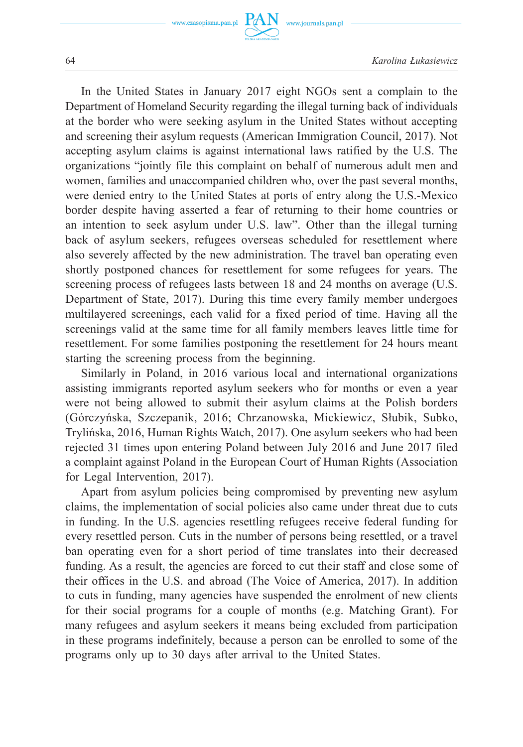In the United States in January 2017 eight NGOs sent a complain to the Department of Homeland Security regarding the illegal turning back of individuals at the border who were seeking asylum in the United States without accepting and screening their asylum requests (American Immigration Council, 2017). Not accepting asylum claims is against international laws ratified by the U.S. The organizations "jointly file this complaint on behalf of numerous adult men and women, families and unaccompanied children who, over the past several months, were denied entry to the United States at ports of entry along the U.S.-Mexico border despite having asserted a fear of returning to their home countries or an intention to seek asylum under U.S. law". Other than the illegal turning back of asylum seekers, refugees overseas scheduled for resettlement where also severely affected by the new administration. The travel ban operating even shortly postponed chances for resettlement for some refugees for years. The screening process of refugees lasts between 18 and 24 months on average (U.S. Department of State, 2017). During this time every family member undergoes multilayered screenings, each valid for a fixed period of time. Having all the screenings valid at the same time for all family members leaves little time for resettlement. For some families postponing the resettlement for 24 hours meant starting the screening process from the beginning.

Similarly in Poland, in 2016 various local and international organizations assisting immigrants reported asylum seekers who for months or even a year were not being allowed to submit their asylum claims at the Polish borders (Górczyńska, Szczepanik, 2016; Chrzanowska, Mickiewicz, Słubik, Subko, Trylińska, 2016, Human Rights Watch, 2017). One asylum seekers who had been rejected 31 times upon entering Poland between July 2016 and June 2017 filed a complaint against Poland in the European Court of Human Rights (Association for Legal Intervention, 2017).

Apart from asylum policies being compromised by preventing new asylum claims, the implementation of social policies also came under threat due to cuts in funding. In the U.S. agencies resettling refugees receive federal funding for every resettled person. Cuts in the number of persons being resettled, or a travel ban operating even for a short period of time translates into their decreased funding. As a result, the agencies are forced to cut their staff and close some of their offices in the U.S. and abroad (The Voice of America, 2017). In addition to cuts in funding, many agencies have suspended the enrolment of new clients for their social programs for a couple of months (e.g. Matching Grant). For many refugees and asylum seekers it means being excluded from participation in these programs indefinitely, because a person can be enrolled to some of the programs only up to 30 days after arrival to the United States.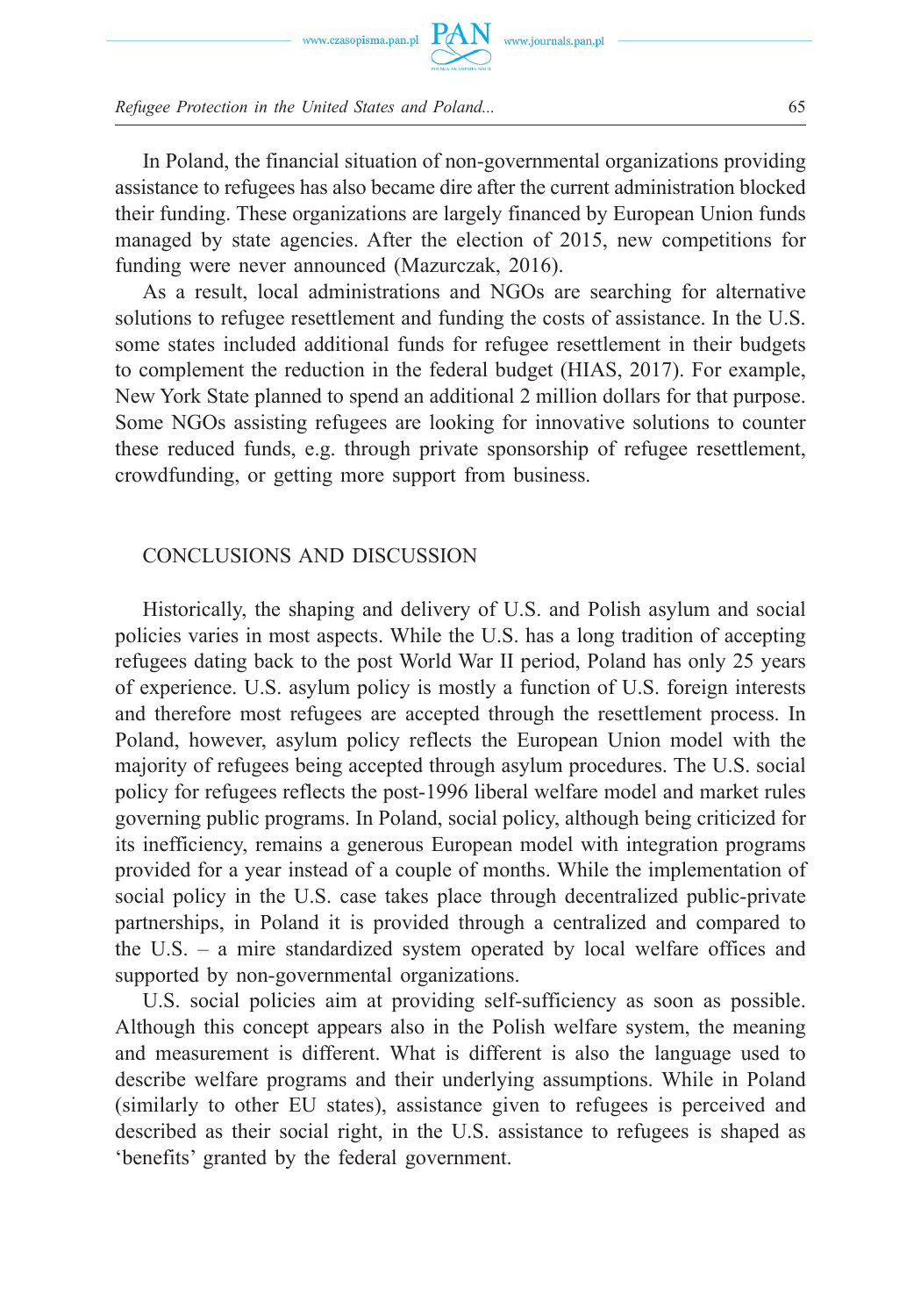In Poland, the financial situation of non-governmental organizations providing assistance to refugees has also became dire after the current administration blocked their funding. These organizations are largely financed by European Union funds managed by state agencies. After the election of 2015, new competitions for funding were never announced (Mazurczak, 2016).

As a result, local administrations and NGOs are searching for alternative solutions to refugee resettlement and funding the costs of assistance. In the U.S. some states included additional funds for refugee resettlement in their budgets to complement the reduction in the federal budget (HIAS, 2017). For example, New York State planned to spend an additional 2 million dollars for that purpose. Some NGOs assisting refugees are looking for innovative solutions to counter these reduced funds, e.g. through private sponsorship of refugee resettlement, crowdfunding, or getting more support from business.

## CONCLUSIONS AND DISCUSSION

Historically, the shaping and delivery of U.S. and Polish asylum and social policies varies in most aspects. While the U.S. has a long tradition of accepting refugees dating back to the post World War II period, Poland has only 25 years of experience. U.S. asylum policy is mostly a function of U.S. foreign interests and therefore most refugees are accepted through the resettlement process. In Poland, however, asylum policy reflects the European Union model with the majority of refugees being accepted through asylum procedures. The U.S. social policy for refugees reflects the post-1996 liberal welfare model and market rules governing public programs. In Poland, social policy, although being criticized for its inefficiency, remains a generous European model with integration programs provided for a year instead of a couple of months. While the implementation of social policy in the U.S. case takes place through decentralized public-private partnerships, in Poland it is provided through a centralized and compared to the U.S. – a mire standardized system operated by local welfare offices and supported by non-governmental organizations.

U.S. social policies aim at providing self-sufficiency as soon as possible. Although this concept appears also in the Polish welfare system, the meaning and measurement is different. What is different is also the language used to describe welfare programs and their underlying assumptions. While in Poland (similarly to other EU states), assistance given to refugees is perceived and described as their social right, in the U.S. assistance to refugees is shaped as 'benefits' granted by the federal government.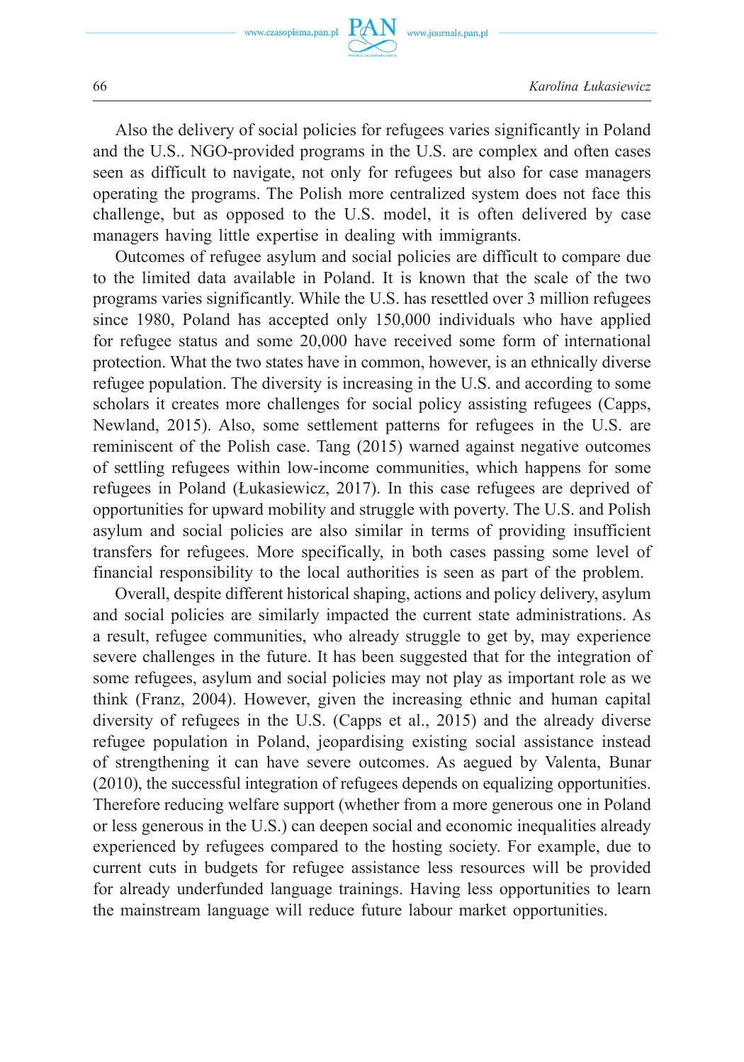Also the delivery of social policies for refugees varies significantly in Poland and the U.S.. NGO-provided programs in the U.S. are complex and often cases seen as difficult to navigate, not only for refugees but also for case managers operating the programs. The Polish more centralized system does not face this challenge, but as opposed to the U.S. model, it is often delivered by case managers having little expertise in dealing with immigrants.

Outcomes of refugee asylum and social policies are difficult to compare due to the limited data available in Poland. It is known that the scale of the two programs varies significantly. While the U.S. has resettled over 3 million refugees since 1980, Poland has accepted only 150,000 individuals who have applied for refugee status and some 20,000 have received some form of international protection. What the two states have in common, however, is an ethnically diverse refugee population. The diversity is increasing in the U.S. and according to some scholars it creates more challenges for social policy assisting refugees (Capps, Newland, 2015). Also, some settlement patterns for refugees in the U.S. are reminiscent of the Polish case. Tang (2015) warned against negative outcomes of settling refugees within low-income communities, which happens for some refugees in Poland (Łukasiewicz, 2017). In this case refugees are deprived of opportunities for upward mobility and struggle with poverty. The U.S. and Polish asylum and social policies are also similar in terms of providing insufficient transfers for refugees. More specifically, in both cases passing some level of financial responsibility to the local authorities is seen as part of the problem.

Overall, despite different historical shaping, actions and policy delivery, asylum and social policies are similarly impacted the current state administrations. As a result, refugee communities, who already struggle to get by, may experience severe challenges in the future. It has been suggested that for the integration of some refugees, asylum and social policies may not play as important role as we think (Franz, 2004). However, given the increasing ethnic and human capital diversity of refugees in the U.S. (Capps et al., 2015) and the already diverse refugee population in Poland, jeopardising existing social assistance instead of strengthening it can have severe outcomes. As aegued by Valenta, Bunar (2010), the successful integration of refugees depends on equalizing opportunities. Therefore reducing welfare support (whether from a more generous one in Poland or less generous in the U.S.) can deepen social and economic inequalities already experienced by refugees compared to the hosting society. For example, due to current cuts in budgets for refugee assistance less resources will be provided for already underfunded language trainings. Having less opportunities to learn the mainstream language will reduce future labour market opportunities.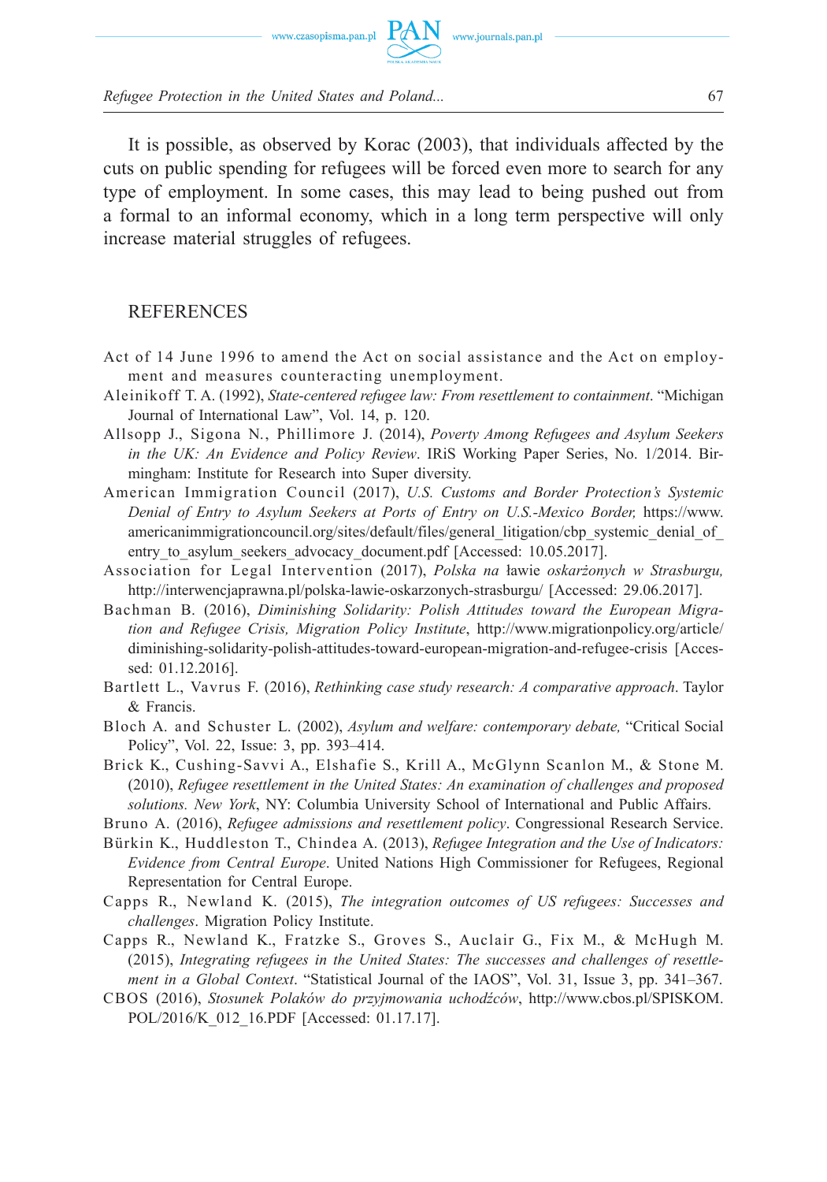It is possible, as observed by Korac (2003), that individuals affected by the cuts on public spending for refugees will be forced even more to search for any type of employment. In some cases, this may lead to being pushed out from a formal to an informal economy, which in a long term perspective will only increase material struggles of refugees.

## REFERENCES

Act of 14 June 1996 to amend the Act on social assistance and the Act on employment and measures counteracting unemployment.

Aleinikoff T. A. (1992), *State-centered refugee law: From resettlement to containment*. "Michigan Journal of International Law", Vol. 14, p. 120.

Allsopp J., Sigona N., Phillimore J. (2014), *Poverty Among Refugees and Asylum Seekers in the UK: An Evidence and Policy Review*. IRiS Working Paper Series, No. 1/2014. Birmingham: Institute for Research into Super diversity.

American Immigration Council (2017), *U.S. Customs and Border Protection's Systemic Denial of Entry to Asylum Seekers at Ports of Entry on U.S.-Mexico Border,* https://www.americanimmigrationcouncil.org/sites/default/files/general_litigation/cbp_systemic_denial_of_entry_to_asylum_seekers_advocacy_document.pdf [Accessed: 10.05.2017].

Association for Legal Intervention (2017), *Polska na* ławie *oskarżonych w Strasburgu,* http://interwencjaprawna.pl/polska-lawie-oskarzonych-strasburgu/ [Accessed: 29.06.2017].

Bachman B. (2016), *Diminishing Solidarity: Polish Attitudes toward the European Migration and Refugee Crisis, Migration Policy Institute*, http://www.migrationpolicy.org/article/diminishing-solidarity-polish-attitudes-toward-european-migration-and-refugee-crisis [Accessed: 01.12.2016].

Bartlett L., Vavrus F. (2016), *Rethinking case study research: A comparative approach*. Taylor & Francis.

Bloch A. and Schuster L. (2002), *Asylum and welfare: contemporary debate,* "Critical Social Policy", Vol. 22, Issue: 3, pp. 393–414.

Brick K., Cushing-Savvi A., Elshafie S., Krill A., McGlynn Scanlon M., & Stone M. (2010), *Refugee resettlement in the United States: An examination of challenges and proposed solutions. New York*, NY: Columbia University School of International and Public Affairs.

Bruno A. (2016), *Refugee admissions and resettlement policy*. Congressional Research Service.

Bürkin K., Huddleston T., Chindea A. (2013), *Refugee Integration and the Use of Indicators: Evidence from Central Europe*. United Nations High Commissioner for Refugees, Regional Representation for Central Europe.

Capps R., Newland K. (2015), *The integration outcomes of US refugees: Successes and challenges*. Migration Policy Institute.

Capps R., Newland K., Fratzke S., Groves S., Auclair G., Fix M., & McHugh M. (2015), *Integrating refugees in the United States: The successes and challenges of resettlement in a Global Context*. "Statistical Journal of the IAOS", Vol. 31, Issue 3, pp. 341–367.

CBOS (2016), *Stosunek Polaków do przyjmowania uchodźców*, http://www.cbos.pl/SPISKOM.POL/2016/K_012_16.PDF [Accessed: 01.17.17].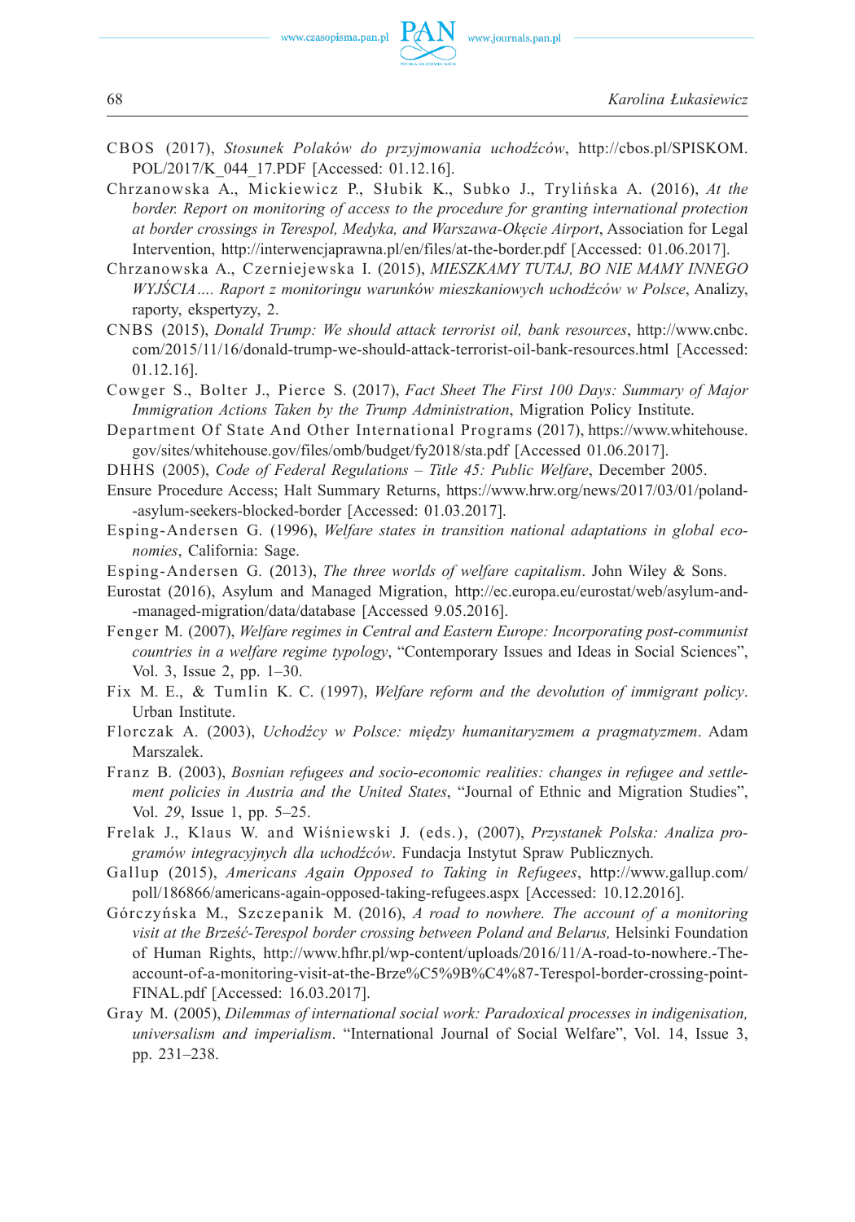CBOS (2017), *Stosunek Polaków do przyjmowania uchodźców*, http://cbos.pl/SPISKOM.POL/2017/K_044_17.PDF [Accessed: 01.12.16].

Chrzanowska A., Mickiewicz P., Słubik K., Subko J., Trylińska A. (2016), *At the border. Report on monitoring of access to the procedure for granting international protection at border crossings in Terespol, Medyka, and Warszawa-Okęcie Airport*, Association for Legal Intervention, http://interwencjaprawna.pl/en/files/at-the-border.pdf [Accessed: 01.06.2017].

Chrzanowska A., Czerniejewska I. (2015), *MIESZKAMY TUTAJ, BO NIE MAMY INNEGO WYJŚCIA…. Raport z monitoringu warunków mieszkaniowych uchodźców w Polsce*, Analizy, raporty, ekspertyzy, 2.

CNBS (2015), *Donald Trump: We should attack terrorist oil, bank resources*, http://www.cnbc.com/2015/11/16/donald-trump-we-should-attack-terrorist-oil-bank-resources.html [Accessed: 01.12.16].

Cowger S., Bolter J., Pierce S. (2017), *Fact Sheet The First 100 Days: Summary of Major Immigration Actions Taken by the Trump Administration*, Migration Policy Institute.

Department Of State And Other International Programs (2017), https://www.whitehouse.gov/sites/whitehouse.gov/files/omb/budget/fy2018/sta.pdf [Accessed 01.06.2017].

DHHS (2005), *Code of Federal Regulations – Title 45: Public Welfare*, December 2005.

Ensure Procedure Access; Halt Summary Returns, https://www.hrw.org/news/2017/03/01/poland-asylum-seekers-blocked-border [Accessed: 01.03.2017].

Esping-Andersen G. (1996), *Welfare states in transition national adaptations in global economies*, California: Sage.

Esping-Andersen G. (2013), *The three worlds of welfare capitalism*. John Wiley & Sons.

Eurostat (2016), Asylum and Managed Migration, http://ec.europa.eu/eurostat/web/asylum-and-managed-migration/data/database [Accessed 9.05.2016].

Fenger M. (2007), *Welfare regimes in Central and Eastern Europe: Incorporating post-communist countries in a welfare regime typology*, "Contemporary Issues and Ideas in Social Sciences", Vol. 3, Issue 2, pp. 1–30.

Fix M. E., & Tumlin K. C. (1997), *Welfare reform and the devolution of immigrant policy*. Urban Institute.

Florczak A. (2003), *Uchodźcy w Polsce: między humanitaryzmem a pragmatyzmem*. Adam Marszalek.

Franz B. (2003), *Bosnian refugees and socio-economic realities: changes in refugee and settlement policies in Austria and the United States*, "Journal of Ethnic and Migration Studies", Vol. *29*, Issue 1, pp. 5–25.

Frelak J., Klaus W. and Wiśniewski J. (eds.), (2007), *Przystanek Polska: Analiza programów integracyjnych dla uchodźców*. Fundacja Instytut Spraw Publicznych.

Gallup (2015), *Americans Again Opposed to Taking in Refugees*, http://www.gallup.com/poll/186866/americans-again-opposed-taking-refugees.aspx [Accessed: 10.12.2016].

Górczyńska M., Szczepanik M. (2016), *A road to nowhere. The account of a monitoring visit at the Brześć-Terespol border crossing between Poland and Belarus,* Helsinki Foundation of Human Rights, http://www.hfhr.pl/wp-content/uploads/2016/11/A-road-to-nowhere.-The-account-of-a-monitoring-visit-at-the-Brze%C5%9B%C4%87-Terespol-border-crossing-point-FINAL.pdf [Accessed: 16.03.2017].

Gray M. (2005), *Dilemmas of international social work: Paradoxical processes in indigenisation, universalism and imperialism*. "International Journal of Social Welfare", Vol. 14, Issue 3, pp. 231–238.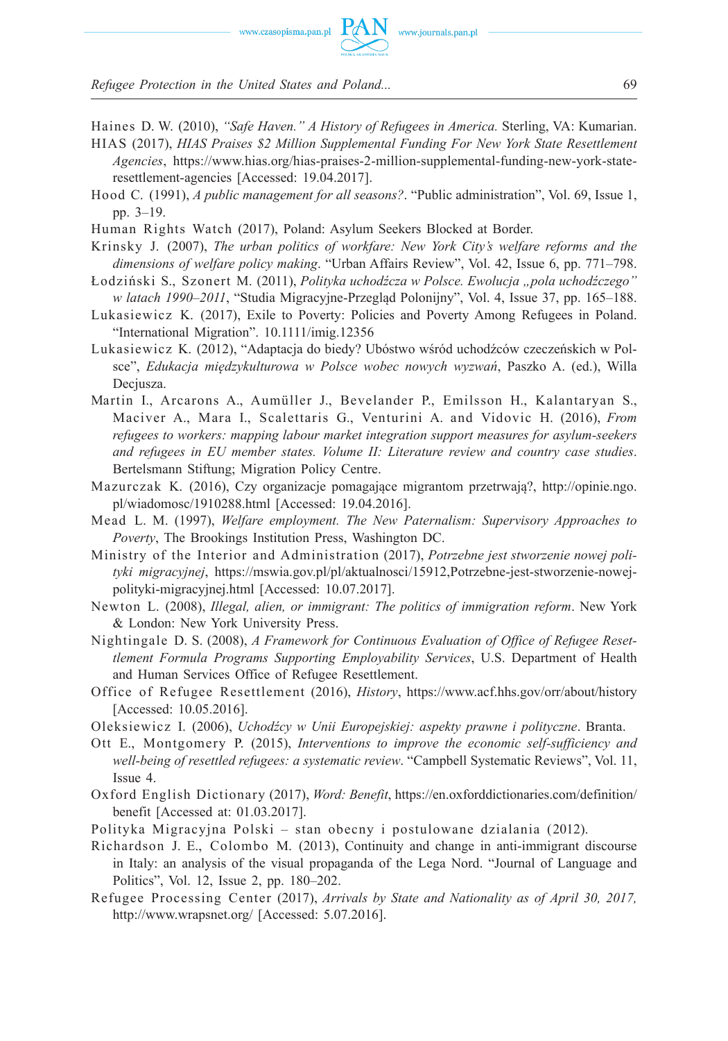Haines D. W. (2010), *"Safe Haven." A History of Refugees in America.* Sterling, VA: Kumarian.

HIAS (2017), *HIAS Praises $2 Million Supplemental Funding For New York State Resettlement Agencies*, https://www.hias.org/hias-praises-2-million-supplemental-funding-new-york-state-resettlement-agencies [Accessed: 19.04.2017].

Hood C. (1991), *A public management for all seasons?*. "Public administration", Vol. 69, Issue 1, pp. 3–19.

Human Rights Watch (2017), Poland: Asylum Seekers Blocked at Border.

Krinsky J. (2007), *The urban politics of workfare: New York City's welfare reforms and the dimensions of welfare policy making*. "Urban Affairs Review", Vol. 42, Issue 6, pp. 771–798.

Łodziński S., Szonert M. (2011), *Polityka uchodźcza w Polsce. Ewolucja „pola uchodźczego" w latach 1990–2011*, "Studia Migracyjne-Przegląd Polonijny", Vol. 4, Issue 37, pp. 165–188.

Lukasiewicz K. (2017), Exile to Poverty: Policies and Poverty Among Refugees in Poland. "International Migration". 10.1111/imig.12356

Lukasiewicz K. (2012), "Adaptacja do biedy? Ubóstwo wśród uchodźców czeczeńskich w Polsce", *Edukacja międzykulturowa w Polsce wobec nowych wyzwań*, Paszko A. (ed.), Willa Decjusza.

Martin I., Arcarons A., Aumüller J., Bevelander P., Emilsson H., Kalantaryan S., Maciver A., Mara I., Scalettaris G., Venturini A. and Vidovic H. (2016), *From refugees to workers: mapping labour market integration support measures for asylum-seekers and refugees in EU member states. Volume II: Literature review and country case studies*. Bertelsmann Stiftung; Migration Policy Centre.

Mazurczak K. (2016), Czy organizacje pomagające migrantom przetrwają?, http://opinie.ngo.pl/wiadomosc/1910288.html [Accessed: 19.04.2016].

Mead L. M. (1997), *Welfare employment. The New Paternalism: Supervisory Approaches to Poverty*, The Brookings Institution Press, Washington DC.

Ministry of the Interior and Administration (2017), *Potrzebne jest stworzenie nowej polityki migracyjnej*, https://mswia.gov.pl/pl/aktualnosci/15912,Potrzebne-jest-stworzenie-nowej-polityki-migracyjnej.html [Accessed: 10.07.2017].

Newton L. (2008), *Illegal, alien, or immigrant: The politics of immigration reform*. New York & London: New York University Press.

Nightingale D. S. (2008), *A Framework for Continuous Evaluation of Office of Refugee Resettlement Formula Programs Supporting Employability Services*, U.S. Department of Health and Human Services Office of Refugee Resettlement.

Office of Refugee Resettlement (2016), *History*, https://www.acf.hhs.gov/orr/about/history [Accessed: 10.05.2016].

Oleksiewicz I. (2006), *Uchodźcy w Unii Europejskiej: aspekty prawne i polityczne*. Branta.

Ott E., Montgomery P. (2015), *Interventions to improve the economic self-sufficiency and well-being of resettled refugees: a systematic review*. "Campbell Systematic Reviews", Vol. 11, Issue 4.

Oxford English Dictionary (2017), *Word: Benefit*, https://en.oxforddictionaries.com/definition/benefit [Accessed at: 01.03.2017].

Polityka Migracyjna Polski – stan obecny i postulowane dzialania (2012).

Richardson J. E., Colombo M. (2013), Continuity and change in anti-immigrant discourse in Italy: an analysis of the visual propaganda of the Lega Nord. "Journal of Language and Politics", Vol. 12, Issue 2, pp. 180–202.

Refugee Processing Center (2017), *Arrivals by State and Nationality as of April 30, 2017,* http://www.wrapsnet.org/ [Accessed: 5.07.2016].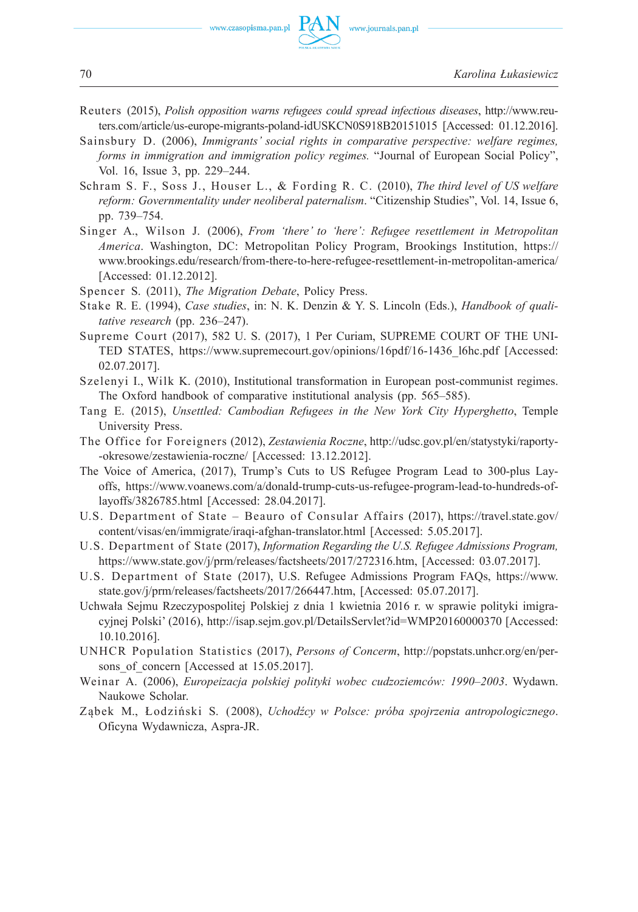Reuters (2015), *Polish opposition warns refugees could spread infectious diseases*, http://www.reuters.com/article/us-europe-migrants-poland-idUSKCN0S918B20151015 [Accessed: 01.12.2016].

Sainsbury D. (2006), *Immigrants' social rights in comparative perspective: welfare regimes, forms in immigration and immigration policy regimes.* "Journal of European Social Policy", Vol. 16, Issue 3, pp. 229–244.

Schram S. F., Soss J., Houser L., & Fording R. C. (2010), *The third level of US welfare reform: Governmentality under neoliberal paternalism*. "Citizenship Studies", Vol. 14, Issue 6, pp. 739–754.

Singer A., Wilson J. (2006), *From 'there' to 'here': Refugee resettlement in Metropolitan America*. Washington, DC: Metropolitan Policy Program, Brookings Institution, https://www.brookings.edu/research/from-there-to-here-refugee-resettlement-in-metropolitan-america/ [Accessed: 01.12.2012].

Spencer S. (2011), *The Migration Debate*, Policy Press.

Stake R. E. (1994), *Case studies*, in: N. K. Denzin & Y. S. Lincoln (Eds.), *Handbook of qualitative research* (pp. 236–247).

Supreme Court (2017), 582 U. S. (2017), 1 Per Curiam, SUPREME COURT OF THE UNITED STATES, https://www.supremecourt.gov/opinions/16pdf/16-1436_l6hc.pdf [Accessed: 02.07.2017].

Szelenyi I., Wilk K. (2010), Institutional transformation in European post-communist regimes. The Oxford handbook of comparative institutional analysis (pp. 565–585).

Tang E. (2015), *Unsettled: Cambodian Refugees in the New York City Hyperghetto*, Temple University Press.

The Office for Foreigners (2012), *Zestawienia Roczne*, http://udsc.gov.pl/en/statystyki/raporty-okresowe/zestawienia-roczne/ [Accessed: 13.12.2012].

The Voice of America, (2017), Trump's Cuts to US Refugee Program Lead to 300-plus Layoffs, https://www.voanews.com/a/donald-trump-cuts-us-refugee-program-lead-to-hundreds-of-layoffs/3826785.html [Accessed: 28.04.2017].

U.S. Department of State – Beauro of Consular Affairs (2017), https://travel.state.gov/content/visas/en/immigrate/iraqi-afghan-translator.html [Accessed: 5.05.2017].

U.S. Department of State (2017), *Information Regarding the U.S. Refugee Admissions Program,* https://www.state.gov/j/prm/releases/factsheets/2017/272316.htm, [Accessed: 03.07.2017].

U.S. Department of State (2017), U.S. Refugee Admissions Program FAQs, https://www.state.gov/j/prm/releases/factsheets/2017/266447.htm, [Accessed: 05.07.2017].

Uchwała Sejmu Rzeczypospolitej Polskiej z dnia 1 kwietnia 2016 r. w sprawie polityki imigracyjnej Polski' (2016), http://isap.sejm.gov.pl/DetailsServlet?id=WMP20160000370 [Accessed: 10.10.2016].

UNHCR Population Statistics (2017), *Persons of Concern*, http://popstats.unhcr.org/en/persons_of_concern [Accessed at 15.05.2017].

Weinar A. (2006), *Europeizacja polskiej polityki wobec cudzoziemców: 1990–2003*. Wydawn. Naukowe Scholar.

Ząbek M., Łodziński S. (2008), *Uchodźcy w Polsce: próba spojrzenia antropologicznego*. Oficyna Wydawnicza, Aspra-JR.